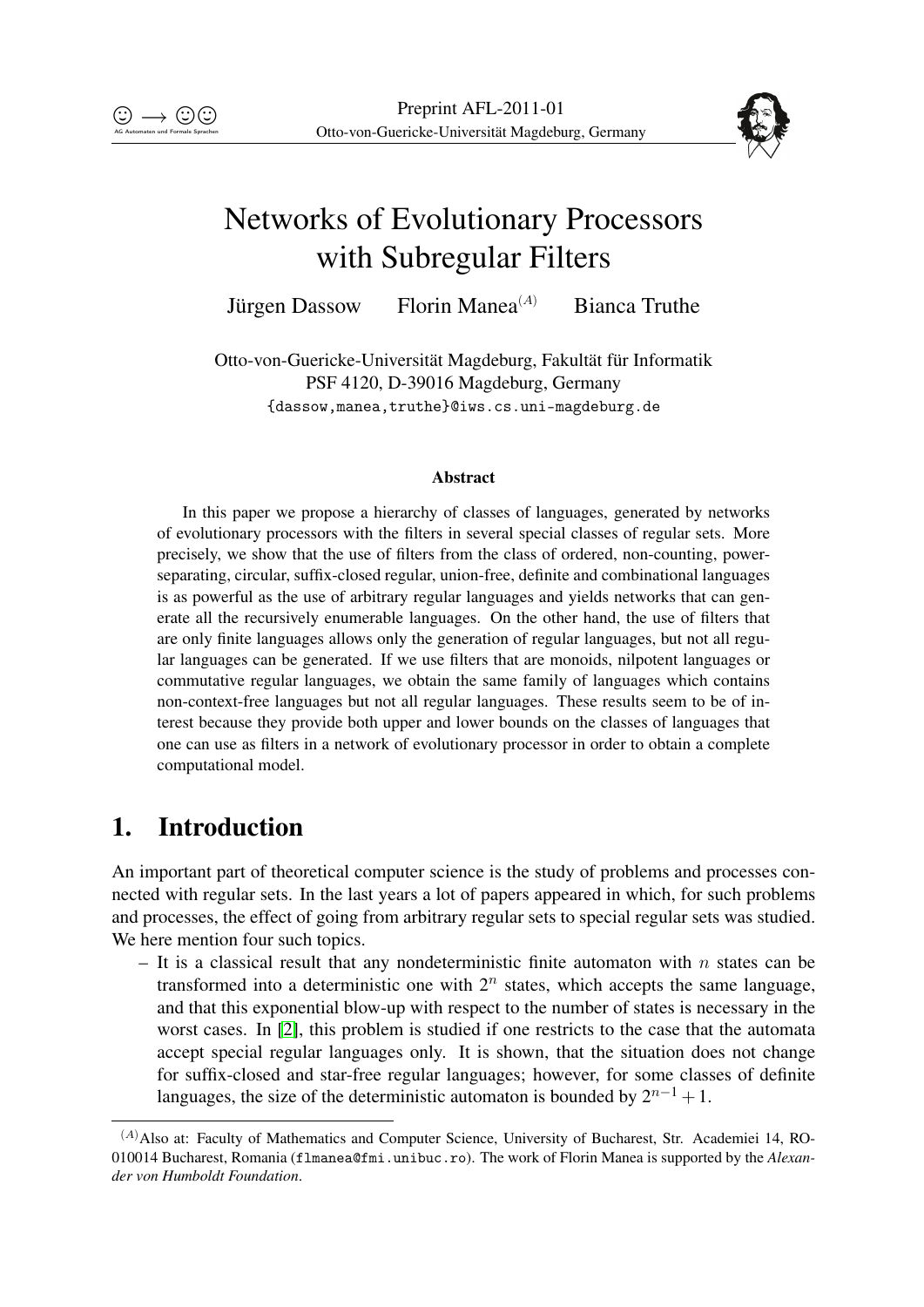# Networks of Evolutionary Processors with Subregular Filters

Jürgen Dassow Florin Manea[(A)] Bianca Truthe

Otto-von-Guericke-Universität Magdeburg, Fakultät für Informatik
PSF 4120, D-39016 Magdeburg, Germany
{dassow,manea,truthe}@iws.cs.uni-magdeburg.de

**Abstract**

In this paper we propose a hierarchy of classes of languages, generated by networks of evolutionary processors with the filters in several special classes of regular sets. More precisely, we show that the use of filters from the class of ordered, non-counting, power-separating, circular, suffix-closed regular, union-free, definite and combinational languages is as powerful as the use of arbitrary regular languages and yields networks that can generate all the recursively enumerable languages. On the other hand, the use of filters that are only finite languages allows only the generation of regular languages, but not all regular languages can be generated. If we use filters that are monoids, nilpotent languages or commutative regular languages, we obtain the same family of languages which contains non-context-free languages but not all regular languages. These results seem to be of interest because they provide both upper and lower bounds on the classes of languages that one can use as filters in a network of evolutionary processor in order to obtain a complete computational model.

## 1. Introduction

An important part of theoretical computer science is the study of problems and processes connected with regular sets. In the last years a lot of papers appeared in which, for such problems and processes, the effect of going from arbitrary regular sets to special regular sets was studied. We here mention four such topics.

– It is a classical result that any nondeterministic finite automaton with $n$ states can be transformed into a deterministic one with $2^n$ states, which accepts the same language, and that this exponential blow-up with respect to the number of states is necessary in the worst cases. In [2], this problem is studied if one restricts to the case that the automata accept special regular languages only. It is shown, that the situation does not change for suffix-closed and star-free regular languages; however, for some classes of definite languages, the size of the deterministic automaton is bounded by $2^{n-1}+1$.

(A) Also at: Faculty of Mathematics and Computer Science, University of Bucharest, Str. Academiei 14, RO-010014 Bucharest, Romania (flmanea@fmi.unibuc.ro). The work of Florin Manea is supported by the *Alexander von Humboldt Foundation*.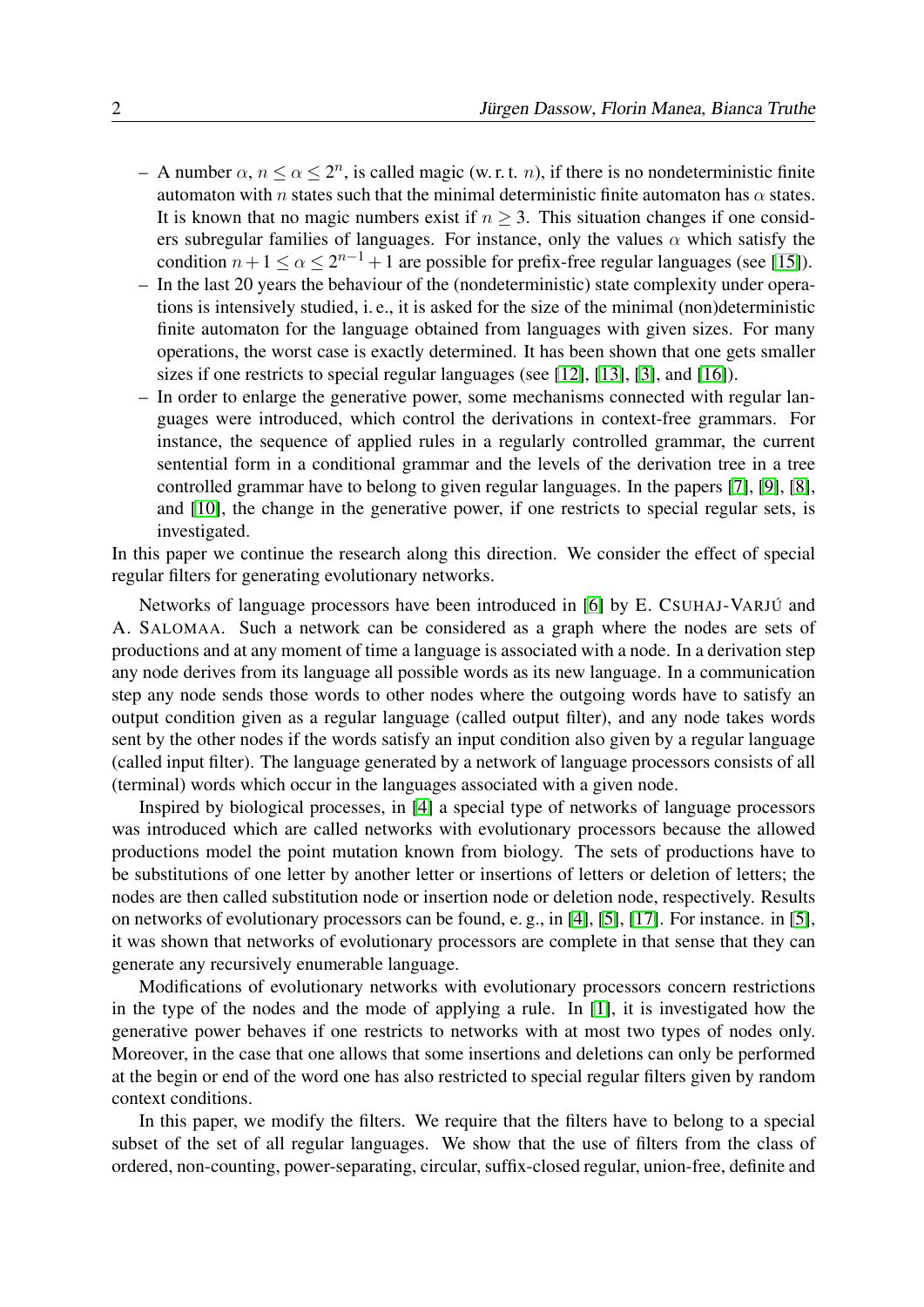- A number $\alpha$, $n \leq \alpha \leq 2^n$, is called magic (w. r. t. $n$), if there is no nondeterministic finite automaton with $n$ states such that the minimal deterministic finite automaton has $\alpha$ states. It is known that no magic numbers exist if $n \geq 3$. This situation changes if one considers subregular families of languages. For instance, only the values $\alpha$ which satisfy the condition $n+1 \leq \alpha \leq 2^{n-1}+1$ are possible for prefix-free regular languages (see [15]).
- In the last 20 years the behaviour of the (nondeterministic) state complexity under operations is intensively studied, i. e., it is asked for the size of the minimal (non)deterministic finite automaton for the language obtained from languages with given sizes. For many operations, the worst case is exactly determined. It has been shown that one gets smaller sizes if one restricts to special regular languages (see [12], [13], [3], and [16]).
- In order to enlarge the generative power, some mechanisms connected with regular languages were introduced, which control the derivations in context-free grammars. For instance, the sequence of applied rules in a regularly controlled grammar, the current sentential form in a conditional grammar and the levels of the derivation tree in a tree controlled grammar have to belong to given regular languages. In the papers [7], [9], [8], and [10], the change in the generative power, if one restricts to special regular sets, is investigated.

In this paper we continue the research along this direction. We consider the effect of special regular filters for generating evolutionary networks.

Networks of language processors have been introduced in [6] by E. CSUHAJ-VARJÚ and A. SALOMAA. Such a network can be considered as a graph where the nodes are sets of productions and at any moment of time a language is associated with a node. In a derivation step any node derives from its language all possible words as its new language. In a communication step any node sends those words to other nodes where the outgoing words have to satisfy an output condition given as a regular language (called output filter), and any node takes words sent by the other nodes if the words satisfy an input condition also given by a regular language (called input filter). The language generated by a network of language processors consists of all (terminal) words which occur in the languages associated with a given node.

Inspired by biological processes, in [4] a special type of networks of language processors was introduced which are called networks with evolutionary processors because the allowed productions model the point mutation known from biology. The sets of productions have to be substitutions of one letter by another letter or insertions of letters or deletion of letters; the nodes are then called substitution node or insertion node or deletion node, respectively. Results on networks of evolutionary processors can be found, e. g., in [4], [5], [17]. For instance. in [5], it was shown that networks of evolutionary processors are complete in that sense that they can generate any recursively enumerable language.

Modifications of evolutionary networks with evolutionary processors concern restrictions in the type of the nodes and the mode of applying a rule. In [1], it is investigated how the generative power behaves if one restricts to networks with at most two types of nodes only. Moreover, in the case that one allows that some insertions and deletions can only be performed at the begin or end of the word one has also restricted to special regular filters given by random context conditions.

In this paper, we modify the filters. We require that the filters have to belong to a special subset of the set of all regular languages. We show that the use of filters from the class of ordered, non-counting, power-separating, circular, suffix-closed regular, union-free, definite and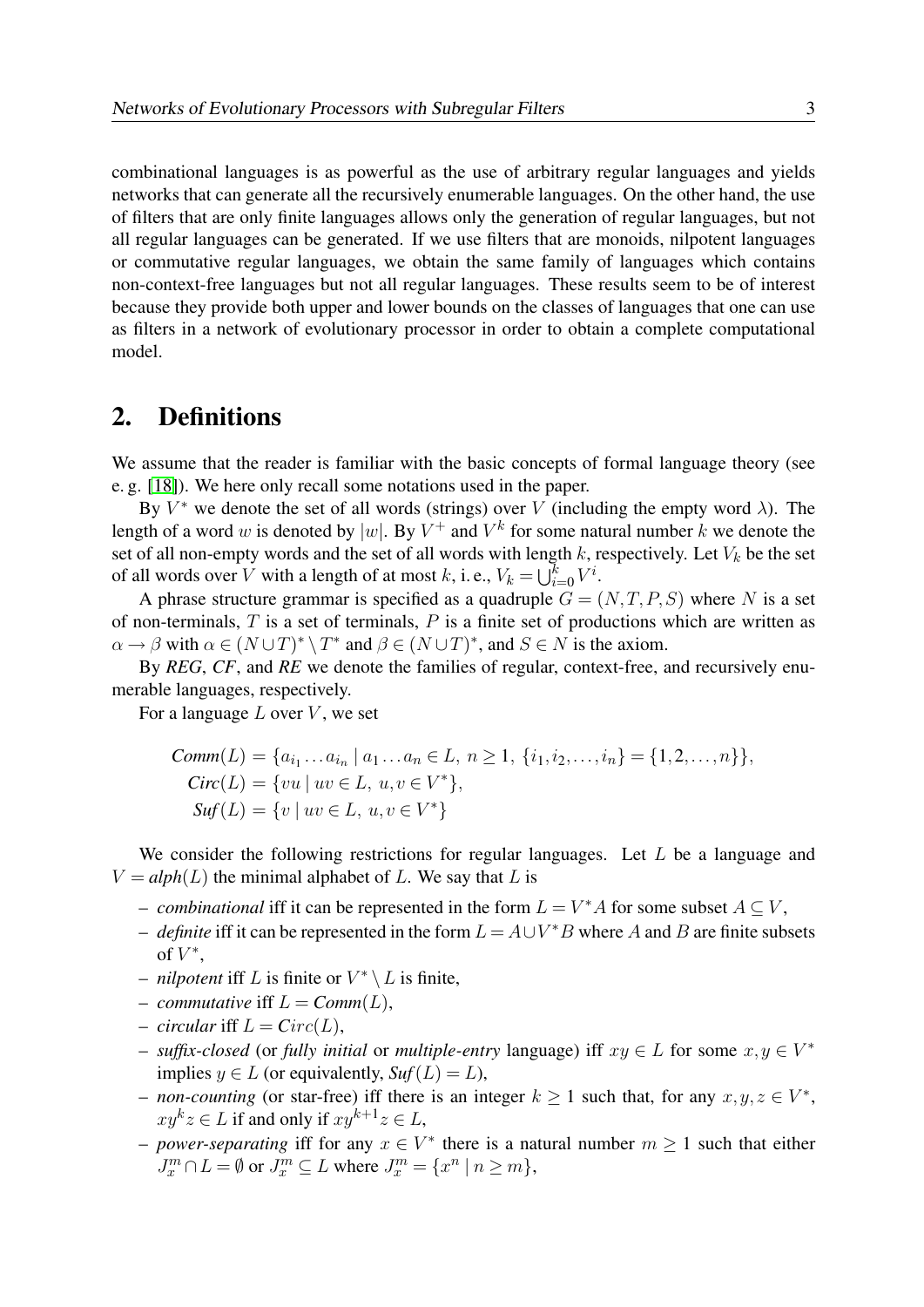combinational languages is as powerful as the use of arbitrary regular languages and yields networks that can generate all the recursively enumerable languages. On the other hand, the use of filters that are only finite languages allows only the generation of regular languages, but not all regular languages can be generated. If we use filters that are monoids, nilpotent languages or commutative regular languages, we obtain the same family of languages which contains non-context-free languages but not all regular languages. These results seem to be of interest because they provide both upper and lower bounds on the classes of languages that one can use as filters in a network of evolutionary processor in order to obtain a complete computational model.

## 2. Definitions

We assume that the reader is familiar with the basic concepts of formal language theory (see e. g. [18]). We here only recall some notations used in the paper.

By $V^*$ we denote the set of all words (strings) over $V$ (including the empty word $\lambda$). The length of a word $w$ is denoted by $|w|$. By $V^+$ and $V^k$ for some natural number $k$ we denote the set of all non-empty words and the set of all words with length $k$, respectively. Let $V_k$ be the set of all words over $V$ with a length of at most $k$, i. e., $V_k = \bigcup_{i=0}^{k} V^i$.

A phrase structure grammar is specified as a quadruple $G = (N,T,P,S)$ where $N$ is a set of non-terminals, $T$ is a set of terminals, $P$ is a finite set of productions which are written as $\alpha \to \beta$ with $\alpha \in (N\cup T)^* \setminus T^*$ and $\beta \in (N\cup T)^*$, and $S \in N$ is the axiom.

By *REG*, *CF*, and *RE* we denote the families of regular, context-free, and recursively enumerable languages, respectively.

For a language $L$ over $V$, we set

$$
\begin{aligned}
\mathit{Comm}(L) &= \{a_{i_1}\dots a_{i_n} \mid a_1\dots a_n \in L,\ n \geq 1,\ \{i_1,i_2,\dots,i_n\} = \{1,2,\dots,n\}\},\\
\mathit{Circ}(L) &= \{vu \mid uv \in L,\ u,v \in V^*\},\\
\mathit{Suf}(L) &= \{v \mid uv \in L,\ u,v \in V^*\}
\end{aligned}
$$

We consider the following restrictions for regular languages. Let $L$ be a language and $V = \mathit{alph}(L)$ the minimal alphabet of $L$. We say that $L$ is

- *combinational* iff it can be represented in the form $L = V^*A$ for some subset $A \subseteq V$,
- *definite* iff it can be represented in the form $L = A \cup V^*B$ where $A$ and $B$ are finite subsets of $V^*$,
- *nilpotent* iff $L$ is finite or $V^* \setminus L$ is finite,
- *commutative* iff $L = \mathit{Comm}(L)$,
- *circular* iff $L = Circ(L)$,
- *suffix-closed* (or *fully initial* or *multiple-entry* language) iff $xy \in L$ for some $x,y \in V^*$ implies $y \in L$ (or equivalently, $\mathit{Suf}(L) = L$),
- *non-counting* (or star-free) iff there is an integer $k \geq 1$ such that, for any $x,y,z \in V^*$, $xy^kz \in L$ if and only if $xy^{k+1}z \in L$,
- *power-separating* iff for any $x \in V^*$ there is a natural number $m \geq 1$ such that either $J_x^m \cap L = \emptyset$ or $J_x^m \subseteq L$ where $J_x^m = \{x^n \mid n \geq m\}$,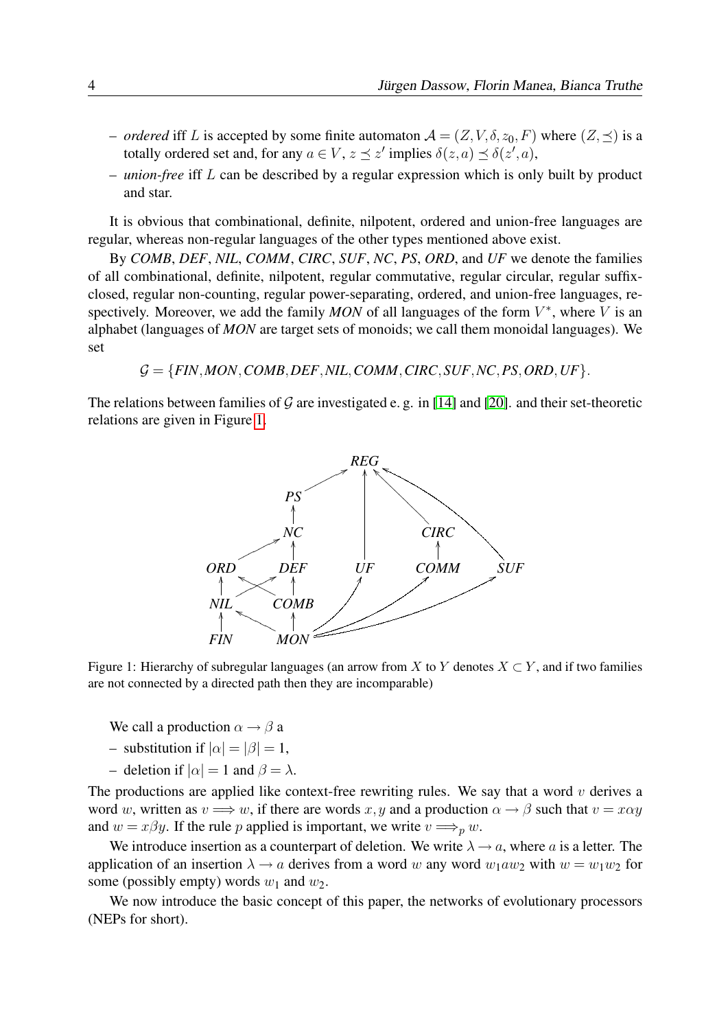– *ordered* iff $L$ is accepted by some finite automaton $\mathcal{A} = (Z, V, \delta, z_0, F)$ where $(Z, \preceq)$ is a totally ordered set and, for any $a \in V$, $z \preceq z'$ implies $\delta(z,a) \preceq \delta(z',a)$,

– *union-free* iff $L$ can be described by a regular expression which is only built by product and star.

It is obvious that combinational, definite, nilpotent, ordered and union-free languages are regular, whereas non-regular languages of the other types mentioned above exist.

By ***COMB***, ***DEF***, ***NIL***, ***COMM***, ***CIRC***, ***SUF***, ***NC***, ***PS***, ***ORD***, and ***UF*** we denote the families of all combinational, definite, nilpotent, regular commutative, regular circular, regular suffix-closed, regular non-counting, regular power-separating, ordered, and union-free languages, respectively. Moreover, we add the family ***MON*** of all languages of the form $V^*$, where $V$ is an alphabet (languages of ***MON*** are target sets of monoids; we call them monoidal languages). We set

$$\mathcal{G} = \{\textit{FIN}, \textit{MON}, \textit{COMB}, \textit{DEF}, \textit{NIL}, \textit{COMM}, \textit{CIRC}, \textit{SUF}, \textit{NC}, \textit{PS}, \textit{ORD}, \textit{UF}\}.$$

The relations between families of $\mathcal{G}$ are investigated e. g. in [14] and [20]. and their set-theoretic relations are given in Figure 1.

Figure 1: Hierarchy of subregular languages (an arrow from $X$ to $Y$ denotes $X \subset Y$, and if two families are not connected by a directed path then they are incomparable)

We call a production $\alpha \to \beta$ a

– substitution if $|\alpha| = |\beta| = 1$,

– deletion if $|\alpha| = 1$ and $\beta = \lambda$.

The productions are applied like context-free rewriting rules. We say that a word $v$ derives a word $w$, written as $v \Longrightarrow w$, if there are words $x, y$ and a production $\alpha \to \beta$ such that $v = x\alpha y$ and $w = x\beta y$. If the rule $p$ applied is important, we write $v \Longrightarrow_p w$.

We introduce insertion as a counterpart of deletion. We write $\lambda \to a$, where $a$ is a letter. The application of an insertion $\lambda \to a$ derives from a word $w$ any word $w_1 a w_2$ with $w = w_1 w_2$ for some (possibly empty) words $w_1$ and $w_2$.

We now introduce the basic concept of this paper, the networks of evolutionary processors (NEPs for short).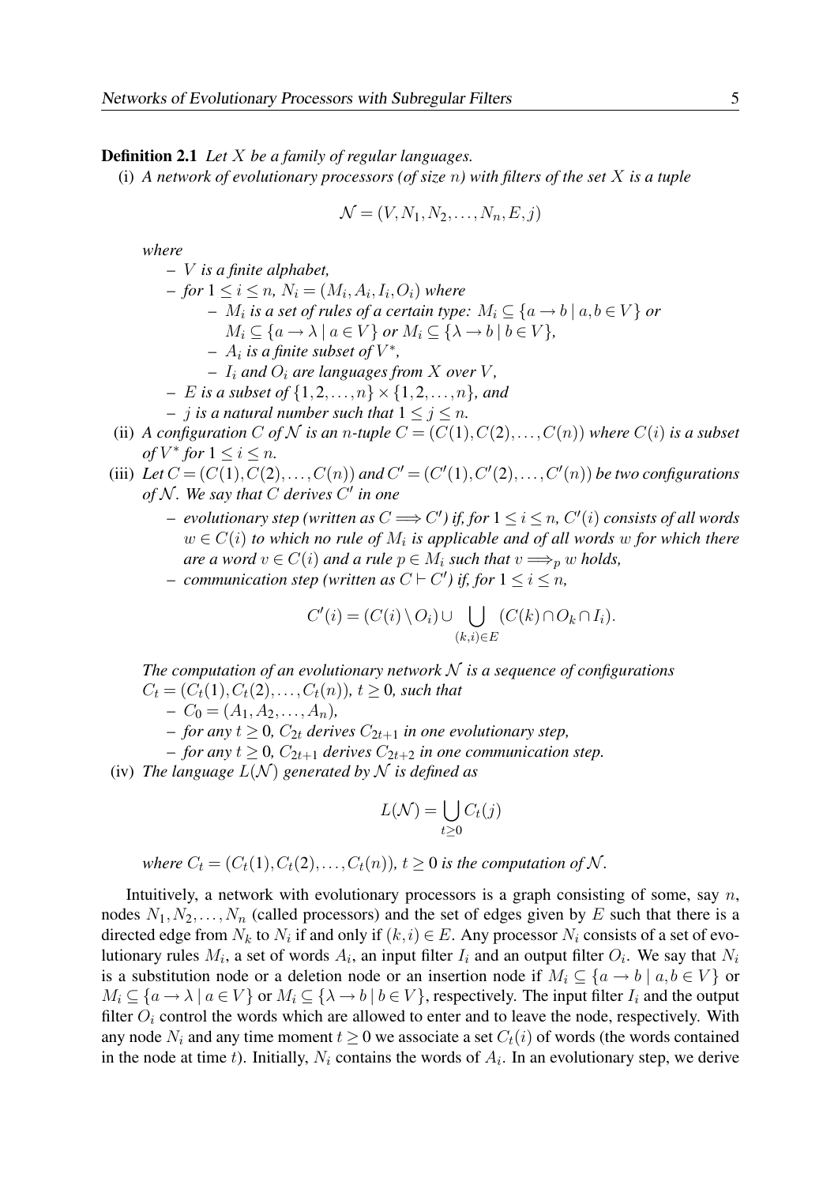**Definition 2.1** *Let $X$ be a family of regular languages.*

(i) *A network of evolutionary processors (of size $n$) with filters of the set $X$ is a tuple*

$$\mathcal{N} = (V, N_1, N_2, \ldots, N_n, E, j)$$

*where*

- *$V$ is a finite alphabet,*
- *for $1 \leq i \leq n$, $N_i = (M_i, A_i, I_i, O_i)$ where*
  - *$M_i$ is a set of rules of a certain type: $M_i \subseteq \{a \to b \mid a, b \in V\}$ or $M_i \subseteq \{a \to \lambda \mid a \in V\}$ or $M_i \subseteq \{\lambda \to b \mid b \in V\}$,*
  - *$A_i$ is a finite subset of $V^*$,*
  - *$I_i$ and $O_i$ are languages from $X$ over $V$,*
- *$E$ is a subset of $\{1, 2, \ldots, n\} \times \{1, 2, \ldots, n\}$, and*
- *$j$ is a natural number such that $1 \leq j \leq n$.*

(ii) *A configuration $C$ of $\mathcal{N}$ is an $n$-tuple $C = (C(1), C(2), \ldots, C(n))$ where $C(i)$ is a subset of $V^*$ for $1 \leq i \leq n$.*

(iii) *Let $C = (C(1), C(2), \ldots, C(n))$ and $C' = (C'(1), C'(2), \ldots, C'(n))$ be two configurations of $\mathcal{N}$. We say that $C$ derives $C'$ in one*

- *evolutionary step (written as $C \Longrightarrow C'$) if, for $1 \leq i \leq n$, $C'(i)$ consists of all words $w \in C(i)$ to which no rule of $M_i$ is applicable and of all words $w$ for which there are a word $v \in C(i)$ and a rule $p \in M_i$ such that $v \Longrightarrow_p w$ holds,*
- *communication step (written as $C \vdash C'$) if, for $1 \leq i \leq n$,*

$$C'(i) = (C(i) \setminus O_i) \cup \bigcup_{(k,i) \in E} (C(k) \cap O_k \cap I_i).$$

*The computation of an evolutionary network $\mathcal{N}$ is a sequence of configurations $C_t = (C_t(1), C_t(2), \ldots, C_t(n))$, $t \geq 0$, such that*

- *$C_0 = (A_1, A_2, \ldots, A_n)$,*
- *for any $t \geq 0$, $C_{2t}$ derives $C_{2t+1}$ in one evolutionary step,*
- *for any $t \geq 0$, $C_{2t+1}$ derives $C_{2t+2}$ in one communication step.*

(iv) *The language $L(\mathcal{N})$ generated by $\mathcal{N}$ is defined as*

$$L(\mathcal{N}) = \bigcup_{t \geq 0} C_t(j)$$

*where $C_t = (C_t(1), C_t(2), \ldots, C_t(n))$, $t \geq 0$ is the computation of $\mathcal{N}$.*

Intuitively, a network with evolutionary processors is a graph consisting of some, say $n$, nodes $N_1, N_2, \ldots, N_n$ (called processors) and the set of edges given by $E$ such that there is a directed edge from $N_k$ to $N_i$ if and only if $(k,i) \in E$. Any processor $N_i$ consists of a set of evolutionary rules $M_i$, a set of words $A_i$, an input filter $I_i$ and an output filter $O_i$. We say that $N_i$ is a substitution node or a deletion node or an insertion node if $M_i \subseteq \{a \to b \mid a, b \in V\}$ or $M_i \subseteq \{a \to \lambda \mid a \in V\}$ or $M_i \subseteq \{\lambda \to b \mid b \in V\}$, respectively. The input filter $I_i$ and the output filter $O_i$ control the words which are allowed to enter and to leave the node, respectively. With any node $N_i$ and any time moment $t \geq 0$ we associate a set $C_t(i)$ of words (the words contained in the node at time $t$). Initially, $N_i$ contains the words of $A_i$. In an evolutionary step, we derive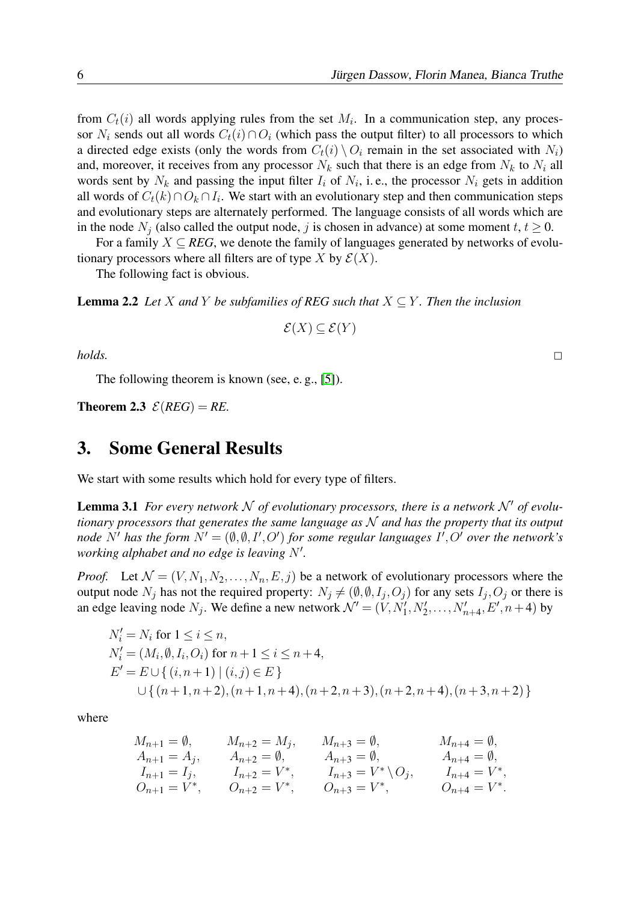from $C_t(i)$ all words applying rules from the set $M_i$. In a communication step, any processor $N_i$ sends out all words $C_t(i) \cap O_i$ (which pass the output filter) to all processors to which a directed edge exists (only the words from $C_t(i) \setminus O_i$ remain in the set associated with $N_i$) and, moreover, it receives from any processor $N_k$ such that there is an edge from $N_k$ to $N_i$ all words sent by $N_k$ and passing the input filter $I_i$ of $N_i$, i. e., the processor $N_i$ gets in addition all words of $C_t(k) \cap O_k \cap I_i$. We start with an evolutionary step and then communication steps and evolutionary steps are alternately performed. The language consists of all words which are in the node $N_j$ (also called the output node, $j$ is chosen in advance) at some moment $t$, $t \geq 0$.

For a family $X \subseteq$ *REG*, we denote the family of languages generated by networks of evolutionary processors where all filters are of type $X$ by $\mathcal{E}(X)$.

The following fact is obvious.

**Lemma 2.2** *Let $X$ and $Y$ be subfamilies of REG such that $X \subseteq Y$. Then the inclusion*

$$\mathcal{E}(X) \subseteq \mathcal{E}(Y)$$

*holds.* □

The following theorem is known (see, e. g., [5]).

**Theorem 2.3** $\mathcal{E}(REG) = RE$.

## 3. Some General Results

We start with some results which hold for every type of filters.

**Lemma 3.1** *For every network $\mathcal{N}$ of evolutionary processors, there is a network $\mathcal{N}'$ of evolutionary processors that generates the same language as $\mathcal{N}$ and has the property that its output node $N'$ has the form $N' = (\emptyset, \emptyset, I', O')$ for some regular languages $I', O'$ over the network's working alphabet and no edge is leaving $N'$.*

*Proof.* Let $\mathcal{N} = (V, N_1, N_2, \ldots, N_n, E, j)$ be a network of evolutionary processors where the output node $N_j$ has not the required property: $N_j \neq (\emptyset, \emptyset, I_j, O_j)$ for any sets $I_j, O_j$ or there is an edge leaving node $N_j$. We define a new network $\mathcal{N}' = (V, N_1', N_2', \ldots, N_{n+4}', E', n+4)$ by

$$\begin{aligned}
&N_i' = N_i \text{ for } 1 \leq i \leq n,\\
&N_i' = (M_i, \emptyset, I_i, O_i) \text{ for } n+1 \leq i \leq n+4,\\
&E' = E \cup \{\, (i, n+1) \mid (i, j) \in E \,\}\\
&\quad \cup \{\, (n+1, n+2), (n+1, n+4), (n+2, n+3), (n+2, n+4), (n+3, n+2) \,\}
\end{aligned}$$

where

$$\begin{array}{llll}
M_{n+1} = \emptyset, & M_{n+2} = M_j, & M_{n+3} = \emptyset, & M_{n+4} = \emptyset,\\
A_{n+1} = A_j, & A_{n+2} = \emptyset, & A_{n+3} = \emptyset, & A_{n+4} = \emptyset,\\
I_{n+1} = I_j, & I_{n+2} = V^*, & I_{n+3} = V^* \setminus O_j, & I_{n+4} = V^*,\\
O_{n+1} = V^*, & O_{n+2} = V^*, & O_{n+3} = V^*, & O_{n+4} = V^*.
\end{array}$$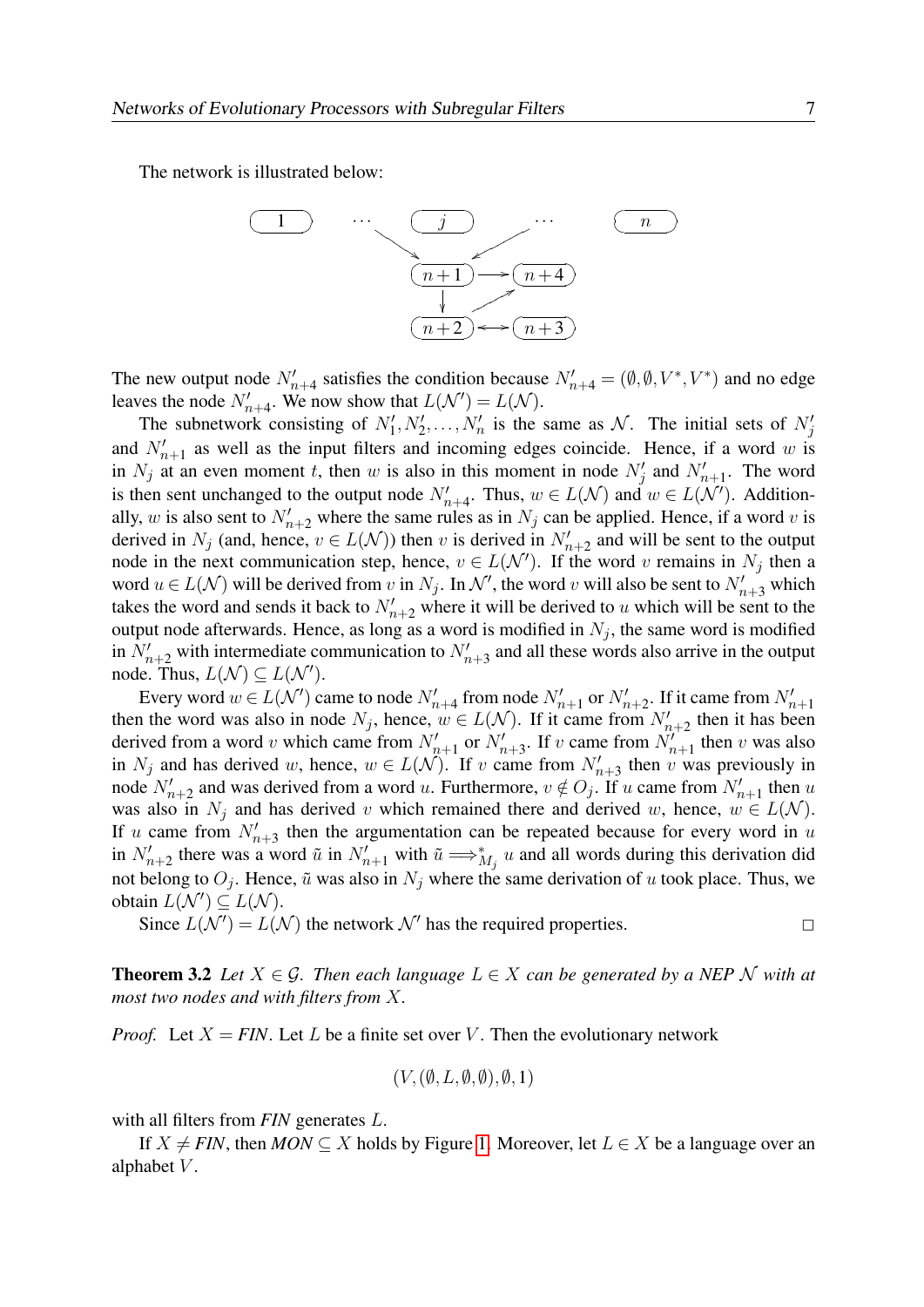The network is illustrated below:

The new output node $N'_{n+4}$ satisfies the condition because $N'_{n+4} = (\emptyset, \emptyset, V^*, V^*)$ and no edge leaves the node $N'_{n+4}$. We now show that $L(\mathcal{N}') = L(\mathcal{N})$.

The subnetwork consisting of $N'_1, N'_2, \ldots, N'_n$ is the same as $\mathcal{N}$. The initial sets of $N'_j$ and $N'_{n+1}$ as well as the input filters and incoming edges coincide. Hence, if a word $w$ is in $N_j$ at an even moment $t$, then $w$ is also in this moment in node $N'_j$ and $N'_{n+1}$. The word is then sent unchanged to the output node $N'_{n+4}$. Thus, $w \in L(\mathcal{N})$ and $w \in L(\mathcal{N}')$. Additionally, $w$ is also sent to $N'_{n+2}$ where the same rules as in $N_j$ can be applied. Hence, if a word $v$ is derived in $N_j$ (and, hence, $v \in L(\mathcal{N})$) then $v$ is derived in $N'_{n+2}$ and will be sent to the output node in the next communication step, hence, $v \in L(\mathcal{N}')$. If the word $v$ remains in $N_j$ then a word $u \in L(\mathcal{N})$ will be derived from $v$ in $N_j$. In $\mathcal{N}'$, the word $v$ will also be sent to $N'_{n+3}$ which takes the word and sends it back to $N'_{n+2}$ where it will be derived to $u$ which will be sent to the output node afterwards. Hence, as long as a word is modified in $N_j$, the same word is modified in $N'_{n+2}$ with intermediate communication to $N'_{n+3}$ and all these words also arrive in the output node. Thus, $L(\mathcal{N}) \subseteq L(\mathcal{N}')$.

Every word $w \in L(\mathcal{N}')$ came to node $N'_{n+4}$ from node $N'_{n+1}$ or $N'_{n+2}$. If it came from $N'_{n+1}$ then the word was also in node $N_j$, hence, $w \in L(\mathcal{N})$. If it came from $N'_{n+2}$ then it has been derived from a word $v$ which came from $N'_{n+1}$ or $N'_{n+3}$. If $v$ came from $N'_{n+1}$ then $v$ was also in $N_j$ and has derived $w$, hence, $w \in L(\mathcal{N})$. If $v$ came from $N'_{n+3}$ then $v$ was previously in node $N'_{n+2}$ and was derived from a word $u$. Furthermore, $v \notin O_j$. If $u$ came from $N'_{n+1}$ then $u$ was also in $N_j$ and has derived $v$ which remained there and derived $w$, hence, $w \in L(\mathcal{N})$. If $u$ came from $N'_{n+3}$ then the argumentation can be repeated because for every word in $u$ in $N'_{n+2}$ there was a word $\tilde{u}$ in $N'_{n+1}$ with $\tilde{u} \Longrightarrow^*_{M_j} u$ and all words during this derivation did not belong to $O_j$. Hence, $\tilde{u}$ was also in $N_j$ where the same derivation of $u$ took place. Thus, we obtain $L(\mathcal{N}') \subseteq L(\mathcal{N})$.

Since $L(\mathcal{N}') = L(\mathcal{N})$ the network $\mathcal{N}'$ has the required properties. □

**Theorem 3.2** *Let $X \in \mathcal{G}$. Then each language $L \in X$ can be generated by a NEP $\mathcal{N}$ with at most two nodes and with filters from $X$.*

*Proof.* Let $X = \mathit{FIN}$. Let $L$ be a finite set over $V$. Then the evolutionary network

$$(V, (\emptyset, L, \emptyset, \emptyset), \emptyset, 1)$$

with all filters from *FIN* generates $L$.

If $X \neq \mathit{FIN}$, then $\mathit{MON} \subseteq X$ holds by Figure 1. Moreover, let $L \in X$ be a language over an alphabet $V$.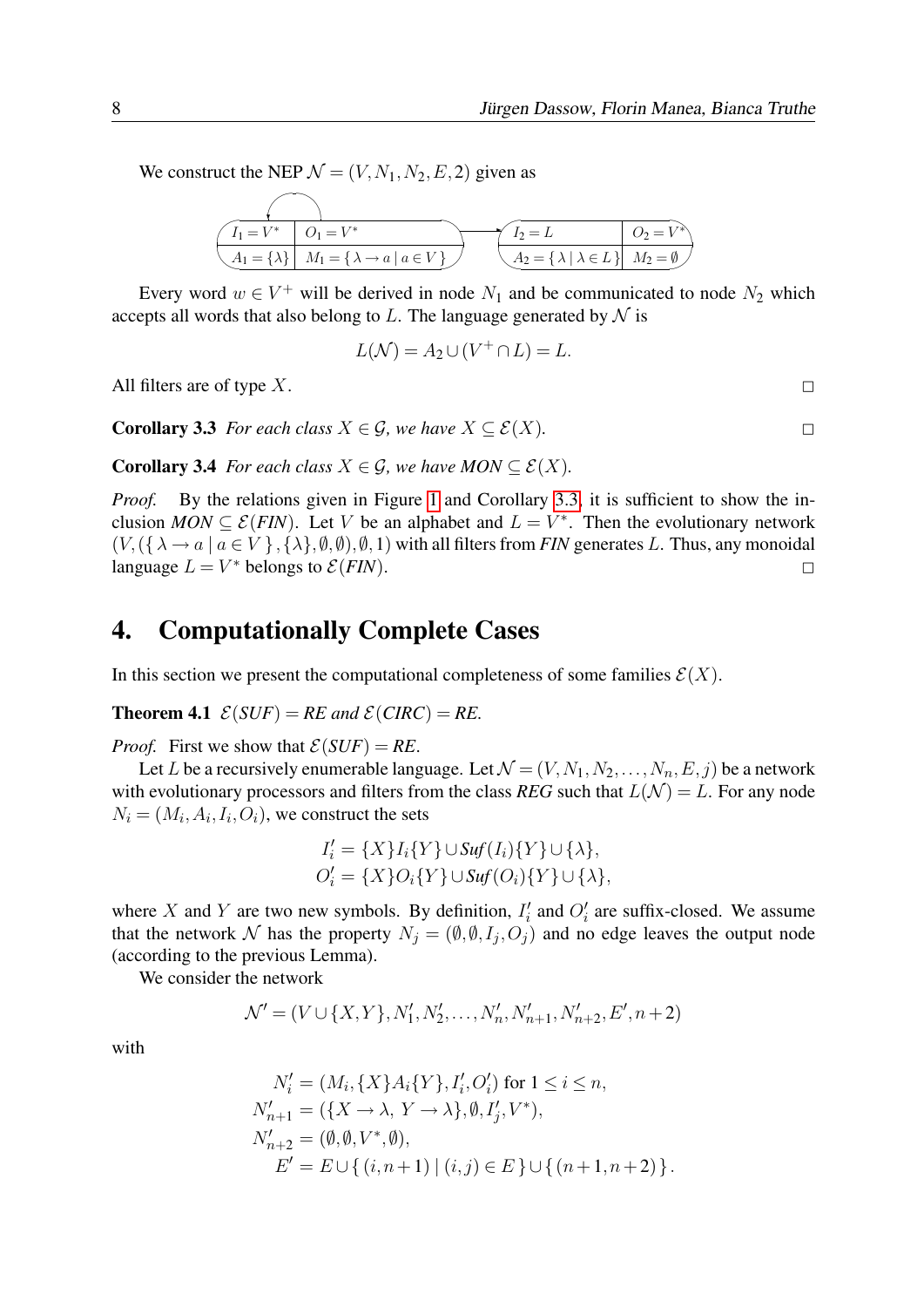We construct the NEP $\mathcal{N} = (V, N_1, N_2, E, 2)$ given as

| $I_1 = V^*$ | $O_1 = V^*$ |
|---|---|
| $A_1 = \{\lambda\}$ | $M_1 = \{\, \lambda \to a \mid a \in V \,\}$ |

$\longrightarrow$

| $I_2 = L$ | $O_2 = V^*$ |
|---|---|
| $A_2 = \{\, \lambda \mid \lambda \in L \,\}$ | $M_2 = \emptyset$ |

Every word $w \in V^+$ will be derived in node $N_1$ and be communicated to node $N_2$ which accepts all words that also belong to $L$. The language generated by $\mathcal{N}$ is

$$L(\mathcal{N}) = A_2 \cup (V^+ \cap L) = L.$$

All filters are of type $X$. □

**Corollary 3.3** *For each class $X \in \mathcal{G}$, we have $X \subseteq \mathcal{E}(X)$.* □

**Corollary 3.4** *For each class $X \in \mathcal{G}$, we have MON $\subseteq \mathcal{E}(X)$.*

*Proof.* By the relations given in Figure 1 and Corollary 3.3, it is sufficient to show the inclusion *MON* $\subseteq \mathcal{E}$(*FIN*). Let $V$ be an alphabet and $L = V^*$. Then the evolutionary network $(V, (\{\, \lambda \to a \mid a \in V \,\}, \{\lambda\}, \emptyset, \emptyset), \emptyset, 1)$ with all filters from *FIN* generates $L$. Thus, any monoidal language $L = V^*$ belongs to $\mathcal{E}$(*FIN*). □

## 4. Computationally Complete Cases

In this section we present the computational completeness of some families $\mathcal{E}(X)$.

**Theorem 4.1** *$\mathcal{E}$(SUF) = RE and $\mathcal{E}$(CIRC) = RE.*

*Proof.* First we show that $\mathcal{E}$(*SUF*) = *RE*.

Let $L$ be a recursively enumerable language. Let $\mathcal{N} = (V, N_1, N_2, \ldots, N_n, E, j)$ be a network with evolutionary processors and filters from the class *REG* such that $L(\mathcal{N}) = L$. For any node $N_i = (M_i, A_i, I_i, O_i)$, we construct the sets

$$I'_i = \{X\}I_i\{Y\} \cup Suf(I_i)\{Y\} \cup \{\lambda\},$$
$$O'_i = \{X\}O_i\{Y\} \cup Suf(O_i)\{Y\} \cup \{\lambda\},$$

where $X$ and $Y$ are two new symbols. By definition, $I'_i$ and $O'_i$ are suffix-closed. We assume that the network $\mathcal{N}$ has the property $N_j = (\emptyset, \emptyset, I_j, O_j)$ and no edge leaves the output node (according to the previous Lemma).

We consider the network

$$\mathcal{N}' = (V \cup \{X, Y\}, N'_1, N'_2, \ldots, N'_n, N'_{n+1}, N'_{n+2}, E', n+2)$$

with

$$\begin{aligned}
N'_i &= (M_i, \{X\}A_i\{Y\}, I'_i, O'_i) \text{ for } 1 \le i \le n,\\
N'_{n+1} &= (\{X \to \lambda,\ Y \to \lambda\}, \emptyset, I'_j, V^*),\\
N'_{n+2} &= (\emptyset, \emptyset, V^*, \emptyset),\\
E' &= E \cup \{\, (i, n+1) \mid (i, j) \in E \,\} \cup \{\, (n+1, n+2) \,\}.
\end{aligned}$$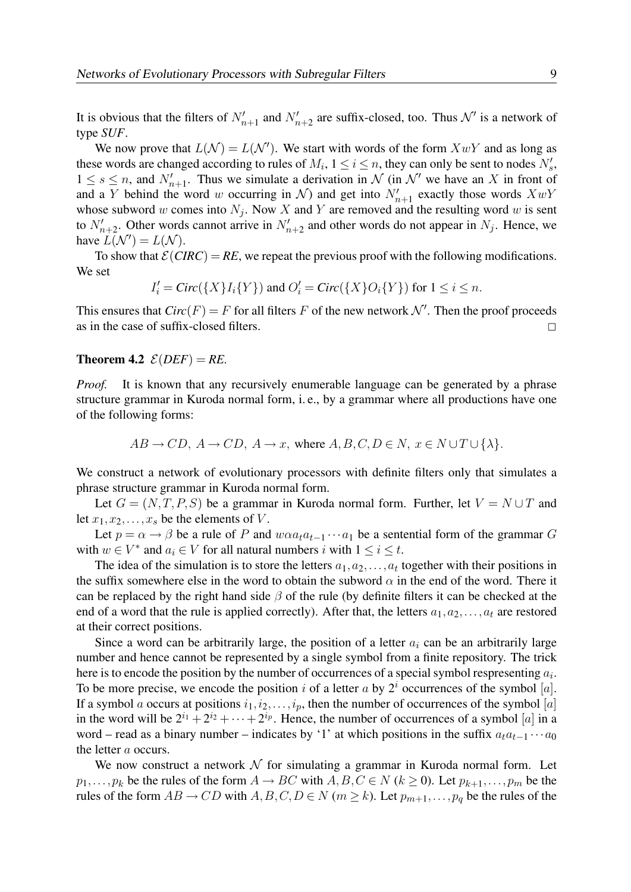It is obvious that the filters of $N'_{n+1}$ and $N'_{n+2}$ are suffix-closed, too. Thus $\mathcal{N}'$ is a network of type *SUF*.

We now prove that $L(\mathcal{N}) = L(\mathcal{N}')$. We start with words of the form $XwY$ and as long as these words are changed according to rules of $M_i$, $1 \le i \le n$, they can only be sent to nodes $N'_s$, $1 \le s \le n$, and $N'_{n+1}$. Thus we simulate a derivation in $\mathcal{N}$ (in $\mathcal{N}'$ we have an $X$ in front of and a $Y$ behind the word $w$ occurring in $\mathcal{N}$) and get into $N'_{n+1}$ exactly those words $XwY$ whose subword $w$ comes into $N_j$. Now $X$ and $Y$ are removed and the resulting word $w$ is sent to $N'_{n+2}$. Other words cannot arrive in $N'_{n+2}$ and other words do not appear in $N_j$. Hence, we have $L(\mathcal{N}') = L(\mathcal{N})$.

To show that $\mathcal{E}(\mathit{CIRC}) = \mathit{RE}$, we repeat the previous proof with the following modifications. We set

$$I'_i = \mathit{Circ}(\{X\}I_i\{Y\}) \text{ and } O'_i = \mathit{Circ}(\{X\}O_i\{Y\}) \text{ for } 1 \le i \le n.$$

This ensures that $\mathit{Circ}(F) = F$ for all filters $F$ of the new network $\mathcal{N}'$. Then the proof proceeds as in the case of suffix-closed filters. □

**Theorem 4.2** $\mathcal{E}(\mathit{DEF}) = \mathit{RE}$.

*Proof.* It is known that any recursively enumerable language can be generated by a phrase structure grammar in Kuroda normal form, i. e., by a grammar where all productions have one of the following forms:

$$AB \to CD,\ A \to CD,\ A \to x, \text{ where } A,B,C,D \in N,\ x \in N \cup T \cup \{\lambda\}.$$

We construct a network of evolutionary processors with definite filters only that simulates a phrase structure grammar in Kuroda normal form.

Let $G = (N,T,P,S)$ be a grammar in Kuroda normal form. Further, let $V = N \cup T$ and let $x_1, x_2, \ldots, x_s$ be the elements of $V$.

Let $p = \alpha \to \beta$ be a rule of $P$ and $w\alpha a_t a_{t-1} \cdots a_1$ be a sentential form of the grammar $G$ with $w \in V^*$ and $a_i \in V$ for all natural numbers $i$ with $1 \le i \le t$.

The idea of the simulation is to store the letters $a_1, a_2, \ldots, a_t$ together with their positions in the suffix somewhere else in the word to obtain the subword $\alpha$ in the end of the word. There it can be replaced by the right hand side $\beta$ of the rule (by definite filters it can be checked at the end of a word that the rule is applied correctly). After that, the letters $a_1, a_2, \ldots, a_t$ are restored at their correct positions.

Since a word can be arbitrarily large, the position of a letter $a_i$ can be an arbitrarily large number and hence cannot be represented by a single symbol from a finite repository. The trick here is to encode the position by the number of occurrences of a special symbol respresenting $a_i$. To be more precise, we encode the position $i$ of a letter $a$ by $2^i$ occurrences of the symbol $[a]$. If a symbol $a$ occurs at positions $i_1, i_2, \ldots, i_p$, then the number of occurrences of the symbol $[a]$ in the word will be $2^{i_1} + 2^{i_2} + \cdots + 2^{i_p}$. Hence, the number of occurrences of a symbol $[a]$ in a word – read as a binary number – indicates by '1' at which positions in the suffix $a_t a_{t-1} \cdots a_0$ the letter $a$ occurs.

We now construct a network $\mathcal{N}$ for simulating a grammar in Kuroda normal form. Let $p_1, \ldots, p_k$ be the rules of the form $A \to BC$ with $A,B,C \in N$ ($k \ge 0$). Let $p_{k+1}, \ldots, p_m$ be the rules of the form $AB \to CD$ with $A,B,C,D \in N$ ($m \ge k$). Let $p_{m+1}, \ldots, p_q$ be the rules of the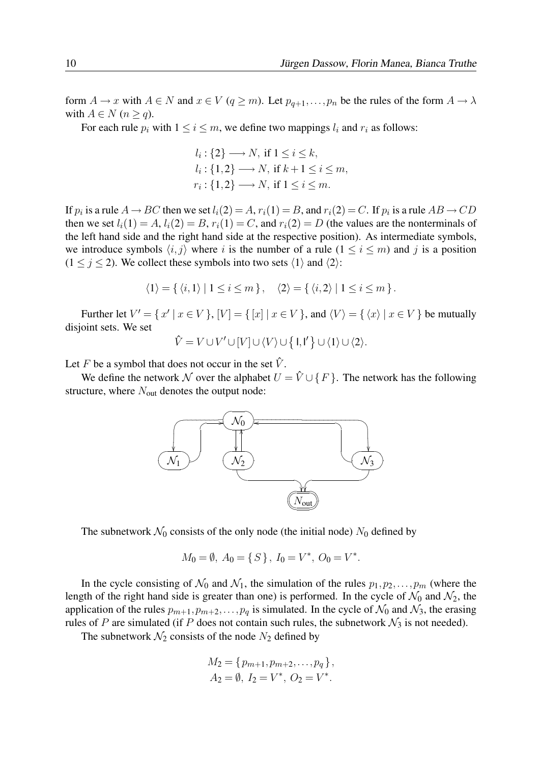form $A \to x$ with $A \in N$ and $x \in V$ ($q \geq m$). Let $p_{q+1}, \ldots, p_n$ be the rules of the form $A \to \lambda$ with $A \in N$ ($n \geq q$).

For each rule $p_i$ with $1 \leq i \leq m$, we define two mappings $l_i$ and $r_i$ as follows:

$$
\begin{aligned}
&l_i : \{2\} \longrightarrow N, \text{ if } 1 \leq i \leq k,\\
&l_i : \{1,2\} \longrightarrow N, \text{ if } k+1 \leq i \leq m,\\
&r_i : \{1,2\} \longrightarrow N, \text{ if } 1 \leq i \leq m.
\end{aligned}
$$

If $p_i$ is a rule $A \to BC$ then we set $l_i(2) = A$, $r_i(1) = B$, and $r_i(2) = C$. If $p_i$ is a rule $AB \to CD$ then we set $l_i(1) = A$, $l_i(2) = B$, $r_i(1) = C$, and $r_i(2) = D$ (the values are the nonterminals of the left hand side and the right hand side at the respective position). As intermediate symbols, we introduce symbols $\langle i, j\rangle$ where $i$ is the number of a rule ($1 \leq i \leq m$) and $j$ is a position ($1 \leq j \leq 2$). We collect these symbols into two sets $\langle 1\rangle$ and $\langle 2\rangle$:

$$
\langle 1\rangle = \{\, \langle i,1\rangle \mid 1 \leq i \leq m \,\}, \quad \langle 2\rangle = \{\, \langle i,2\rangle \mid 1 \leq i \leq m \,\}.
$$

Further let $V' = \{\, x' \mid x \in V \,\}$, $[V] = \{\, [x] \mid x \in V \,\}$, and $\langle V\rangle = \{\, \langle x\rangle \mid x \in V \,\}$ be mutually disjoint sets. We set

$$
\hat{V} = V \cup V' \cup [V] \cup \langle V\rangle \cup \{\, \mathsf{I}, \mathsf{I}' \,\} \cup \langle 1\rangle \cup \langle 2\rangle.
$$

Let $F$ be a symbol that does not occur in the set $\hat{V}$.

We define the network $\mathcal{N}$ over the alphabet $U = \hat{V} \cup \{\, F \,\}$. The network has the following structure, where $N_{\text{out}}$ denotes the output node:

The subnetwork $\mathcal{N}_0$ consists of the only node (the initial node) $N_0$ defined by

$$
M_0 = \emptyset,\ A_0 = \{\, S \,\},\ I_0 = V^*,\ O_0 = V^*.
$$

In the cycle consisting of $\mathcal{N}_0$ and $\mathcal{N}_1$, the simulation of the rules $p_1, p_2, \ldots, p_m$ (where the length of the right hand side is greater than one) is performed. In the cycle of $\mathcal{N}_0$ and $\mathcal{N}_2$, the application of the rules $p_{m+1}, p_{m+2}, \ldots, p_q$ is simulated. In the cycle of $\mathcal{N}_0$ and $\mathcal{N}_3$, the erasing rules of $P$ are simulated (if $P$ does not contain such rules, the subnetwork $\mathcal{N}_3$ is not needed).

The subnetwork $\mathcal{N}_2$ consists of the node $N_2$ defined by

$$
\begin{aligned}
&M_2 = \{\, p_{m+1}, p_{m+2}, \ldots, p_q \,\},\\
&A_2 = \emptyset,\ I_2 = V^*,\ O_2 = V^*.
\end{aligned}
$$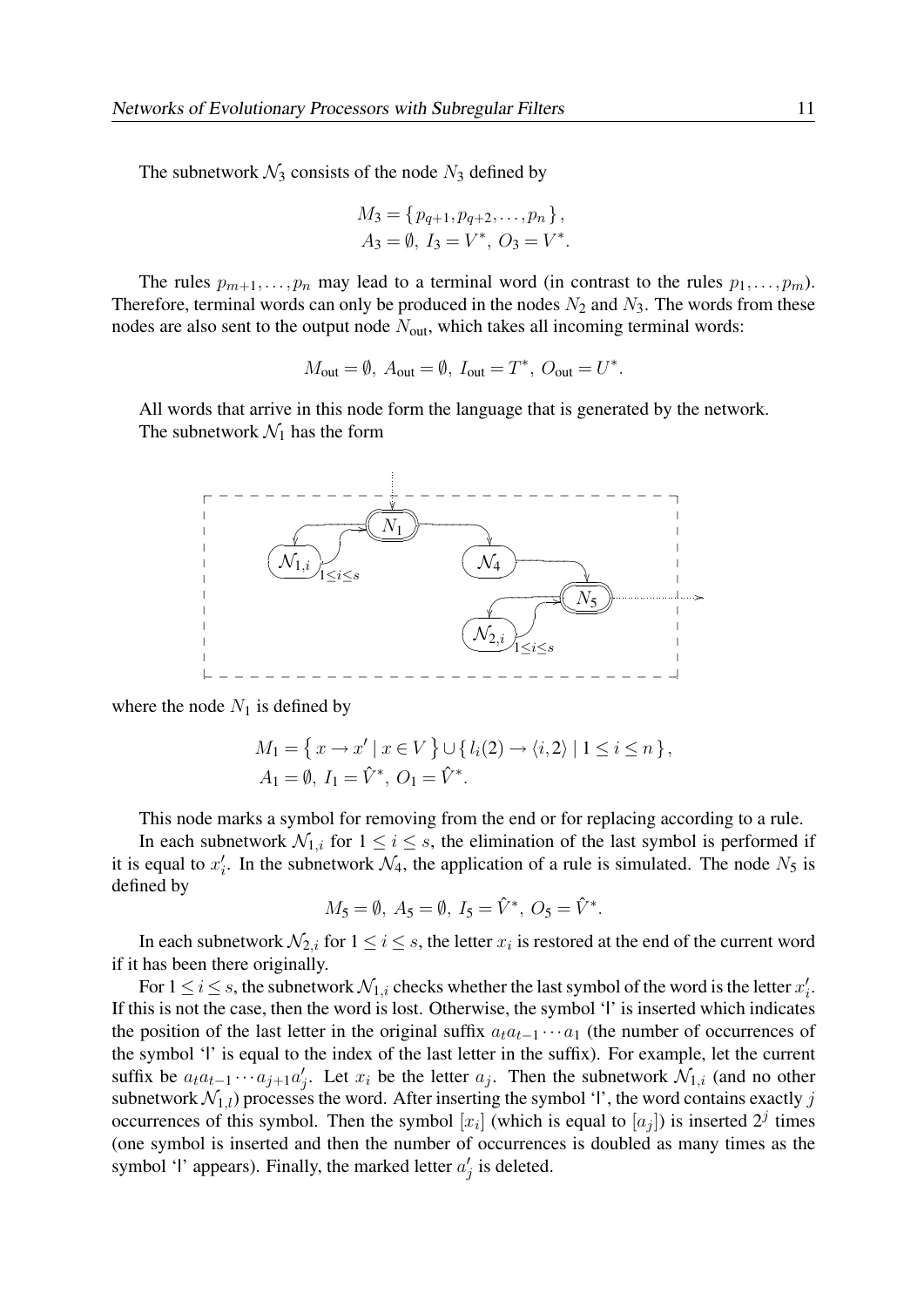The subnetwork $\mathcal{N}_3$ consists of the node $N_3$ defined by

$$M_3 = \{ p_{q+1}, p_{q+2}, \ldots, p_n \},$$
$$A_3 = \emptyset,\ I_3 = V^*,\ O_3 = V^*.$$

The rules $p_{m+1}, \ldots, p_n$ may lead to a terminal word (in contrast to the rules $p_1, \ldots, p_m$). Therefore, terminal words can only be produced in the nodes $N_2$ and $N_3$. The words from these nodes are also sent to the output node $N_{\text{out}}$, which takes all incoming terminal words:

$$M_{\text{out}} = \emptyset,\ A_{\text{out}} = \emptyset,\ I_{\text{out}} = T^*,\ O_{\text{out}} = U^*.$$

All words that arrive in this node form the language that is generated by the network.

The subnetwork $\mathcal{N}_1$ has the form

where the node $N_1$ is defined by

$$M_1 = \left\{ x \to x' \mid x \in V \right\} \cup \{ l_i(2) \to \langle i, 2 \rangle \mid 1 \le i \le n \},$$
$$A_1 = \emptyset,\ I_1 = \hat{V}^*,\ O_1 = \hat{V}^*.$$

This node marks a symbol for removing from the end or for replacing according to a rule.

In each subnetwork $\mathcal{N}_{1,i}$ for $1 \le i \le s$, the elimination of the last symbol is performed if it is equal to $x_i'$. In the subnetwork $\mathcal{N}_4$, the application of a rule is simulated. The node $N_5$ is defined by

$$M_5 = \emptyset,\ A_5 = \emptyset,\ I_5 = \hat{V}^*,\ O_5 = \hat{V}^*.$$

In each subnetwork $\mathcal{N}_{2,i}$ for $1 \le i \le s$, the letter $x_i$ is restored at the end of the current word if it has been there originally.

For $1 \le i \le s$, the subnetwork $\mathcal{N}_{1,i}$ checks whether the last symbol of the word is the letter $x_i'$. If this is not the case, then the word is lost. Otherwise, the symbol 'l' is inserted which indicates the position of the last letter in the original suffix $a_t a_{t-1} \cdots a_1$ (the number of occurrences of the symbol 'l' is equal to the index of the last letter in the suffix). For example, let the current suffix be $a_t a_{t-1} \cdots a_{j+1} a_j'$. Let $x_i$ be the letter $a_j$. Then the subnetwork $\mathcal{N}_{1,i}$ (and no other subnetwork $\mathcal{N}_{1,l}$) processes the word. After inserting the symbol 'l', the word contains exactly $j$ occurrences of this symbol. Then the symbol $[x_i]$ (which is equal to $[a_j]$) is inserted $2^j$ times (one symbol is inserted and then the number of occurrences is doubled as many times as the symbol 'l' appears). Finally, the marked letter $a_j'$ is deleted.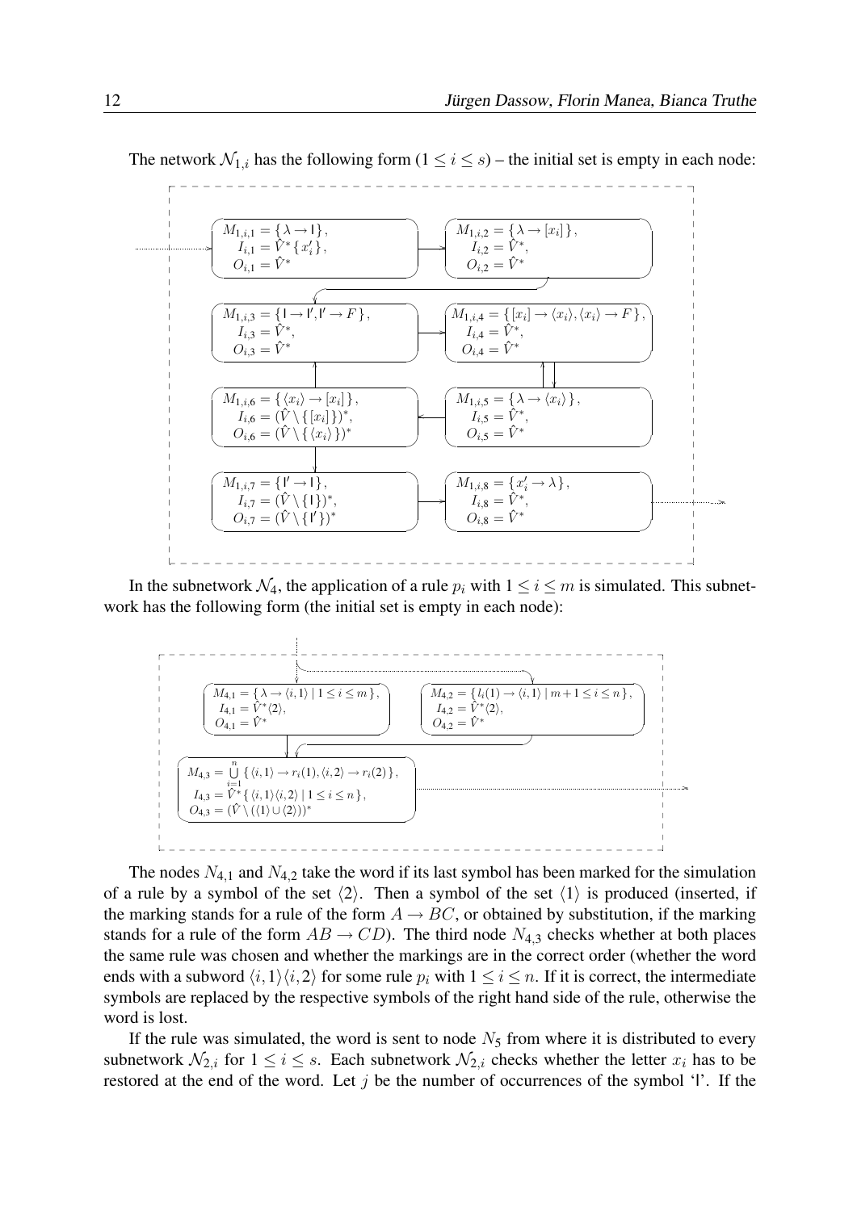The network $\mathcal{N}_{1,i}$ has the following form ($1 \leq i \leq s$) – the initial set is empty in each node:

$M_{1,i,1} = \{\lambda \to \mathsf{I}\}$, $I_{i,1} = \hat{V}^*\{x_i'\}$, $O_{i,1} = \hat{V}^*$

$M_{1,i,2} = \{\lambda \to [x_i]\}$, $I_{i,2} = \hat{V}^*$, $O_{i,2} = \hat{V}^*$

$M_{1,i,3} = \{\mathsf{I} \to \mathsf{I}', \mathsf{I}' \to F\}$, $I_{i,3} = \hat{V}^*$, $O_{i,3} = \hat{V}^*$

$M_{1,i,4} = \{[x_i] \to \langle x_i \rangle, \langle x_i \rangle \to F\}$, $I_{i,4} = \hat{V}^*$, $O_{i,4} = \hat{V}^*$

$M_{1,i,6} = \{\langle x_i \rangle \to [x_i]\}$, $I_{i,6} = (\hat{V} \setminus \{[x_i]\})^*$, $O_{i,6} = (\hat{V} \setminus \{\langle x_i \rangle\})^*$

$M_{1,i,5} = \{\lambda \to \langle x_i \rangle\}$, $I_{i,5} = \hat{V}^*$, $O_{i,5} = \hat{V}^*$

$M_{1,i,7} = \{\mathsf{I}' \to \mathsf{I}\}$, $I_{i,7} = (\hat{V} \setminus \{\mathsf{I}\})^*$, $O_{i,7} = (\hat{V} \setminus \{\mathsf{I}'\})^*$

$M_{1,i,8} = \{x_i' \to \lambda\}$, $I_{i,8} = \hat{V}^*$, $O_{i,8} = \hat{V}^*$

In the subnetwork $\mathcal{N}_4$, the application of a rule $p_i$ with $1 \leq i \leq m$ is simulated. This subnetwork has the following form (the initial set is empty in each node):

$M_{4,1} = \{\lambda \to \langle i,1 \rangle \mid 1 \leq i \leq m\}$, $I_{4,1} = \hat{V}^*\langle 2 \rangle$, $O_{4,1} = \hat{V}^*$

$M_{4,2} = \{l_i(1) \to \langle i,1 \rangle \mid m+1 \leq i \leq n\}$, $I_{4,2} = \hat{V}^*\langle 2 \rangle$, $O_{4,2} = \hat{V}^*$

$M_{4,3} = \bigcup_{i=1}^{n} \{\langle i,1 \rangle \to r_i(1), \langle i,2 \rangle \to r_i(2)\}$, $I_{4,3} = \hat{V}^*\{\langle i,1 \rangle\langle i,2 \rangle \mid 1 \leq i \leq n\}$, $O_{4,3} = (\hat{V} \setminus (\langle 1 \rangle \cup \langle 2 \rangle))^*$

The nodes $N_{4,1}$ and $N_{4,2}$ take the word if its last symbol has been marked for the simulation of a rule by a symbol of the set $\langle 2 \rangle$. Then a symbol of the set $\langle 1 \rangle$ is produced (inserted, if the marking stands for a rule of the form $A \to BC$, or obtained by substitution, if the marking stands for a rule of the form $AB \to CD$). The third node $N_{4,3}$ checks whether at both places the same rule was chosen and whether the markings are in the correct order (whether the word ends with a subword $\langle i,1 \rangle\langle i,2 \rangle$ for some rule $p_i$ with $1 \leq i \leq n$. If it is correct, the intermediate symbols are replaced by the respective symbols of the right hand side of the rule, otherwise the word is lost.

If the rule was simulated, the word is sent to node $N_5$ from where it is distributed to every subnetwork $\mathcal{N}_{2,i}$ for $1 \leq i \leq s$. Each subnetwork $\mathcal{N}_{2,i}$ checks whether the letter $x_i$ has to be restored at the end of the word. Let $j$ be the number of occurrences of the symbol '$\mathsf{I}$'. If the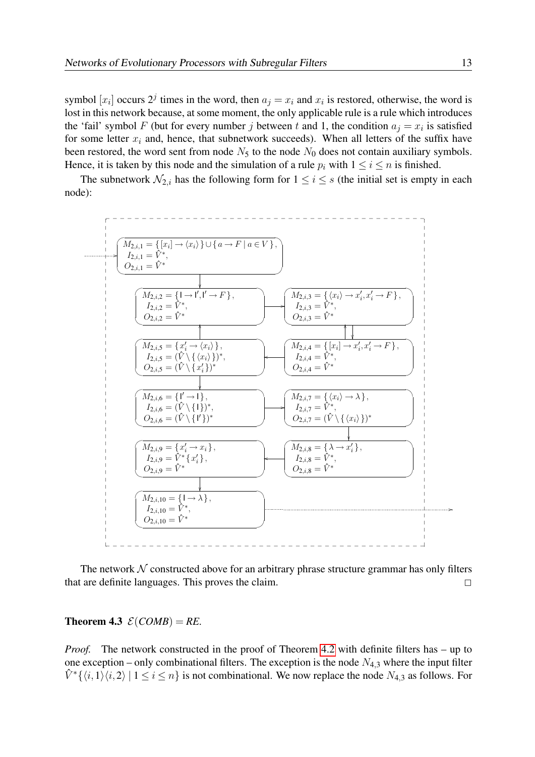symbol $[x_i]$ occurs $2^j$ times in the word, then $a_j = x_i$ and $x_i$ is restored, otherwise, the word is lost in this network because, at some moment, the only applicable rule is a rule which introduces the 'fail' symbol $F$ (but for every number $j$ between $t$ and 1, the condition $a_j = x_i$ is satisfied for some letter $x_i$ and, hence, that subnetwork succeeds). When all letters of the suffix have been restored, the word sent from node $N_5$ to the node $N_0$ does not contain auxiliary symbols. Hence, it is taken by this node and the simulation of a rule $p_i$ with $1 \le i \le n$ is finished.

The subnetwork $\mathcal{N}_{2,i}$ has the following form for $1 \le i \le s$ (the initial set is empty in each node):

$M_{2,i,1} = \{ [x_i] \to \langle x_i \rangle \} \cup \{ a \to F \mid a \in V \}$, $I_{2,i,1} = \hat{V}^*$, $O_{2,i,1} = \hat{V}^*$

$M_{2,i,2} = \{ \mathsf{l} \to \mathsf{l}', \mathsf{l}' \to F \}$, $I_{2,i,2} = \hat{V}^*$, $O_{2,i,2} = \hat{V}^*$

$M_{2,i,3} = \{ \langle x_i \rangle \to x_i', x_i' \to F \}$, $I_{2,i,3} = \hat{V}^*$, $O_{2,i,3} = \hat{V}^*$

$M_{2,i,4} = \{ [x_i] \to x_i', x_i' \to F \}$, $I_{2,i,4} = \hat{V}^*$, $O_{2,i,4} = \hat{V}^*$

$M_{2,i,5} = \{ x_i' \to \langle x_i \rangle \}$, $I_{2,i,5} = (\hat{V} \setminus \{ \langle x_i \rangle \})^*$, $O_{2,i,5} = (\hat{V} \setminus \{ x_i' \})^*$

$M_{2,i,6} = \{ \mathsf{l}' \to \mathsf{l} \}$, $I_{2,i,6} = (\hat{V} \setminus \{ \mathsf{l} \})^*$, $O_{2,i,6} = (\hat{V} \setminus \{ \mathsf{l}' \})^*$

$M_{2,i,7} = \{ \langle x_i \rangle \to \lambda \}$, $I_{2,i,7} = \hat{V}^*$, $O_{2,i,7} = (\hat{V} \setminus \{ \langle x_i \rangle \})^*$

$M_{2,i,8} = \{ \lambda \to x_i' \}$, $I_{2,i,8} = \hat{V}^*$, $O_{2,i,8} = \hat{V}^*$

$M_{2,i,9} = \{ x_i' \to x_i \}$, $I_{2,i,9} = \hat{V}^* \{ x_i' \}$, $O_{2,i,9} = \hat{V}^*$

$M_{2,i,10} = \{ \mathsf{l} \to \lambda \}$, $I_{2,i,10} = \hat{V}^*$, $O_{2,i,10} = \hat{V}^*$

The network $\mathcal{N}$ constructed above for an arbitrary phrase structure grammar has only filters that are definite languages. This proves the claim. □

**Theorem 4.3** $\mathcal{E}(\mathit{COMB}) = \mathit{RE}$.

*Proof.* The network constructed in the proof of Theorem 4.2 with definite filters has – up to one exception – only combinational filters. The exception is the node $N_{4,3}$ where the input filter $\hat{V}^* \{ \langle i,1 \rangle \langle i,2 \rangle \mid 1 \le i \le n \}$ is not combinational. We now replace the node $N_{4,3}$ as follows. For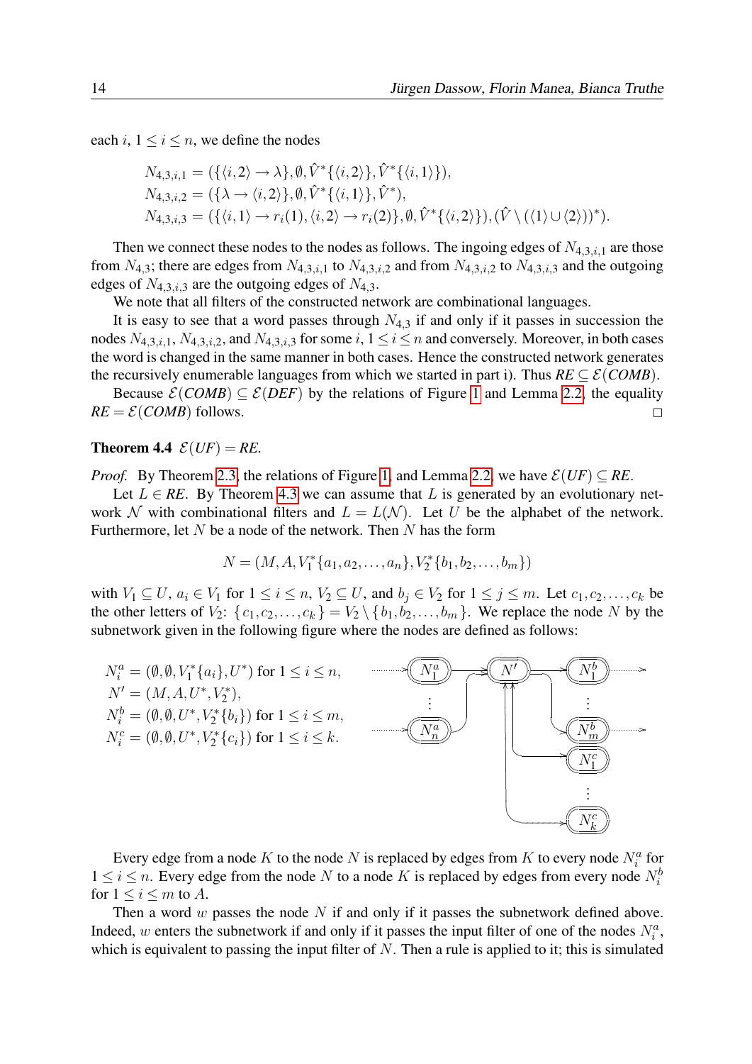each $i$, $1 \leq i \leq n$, we define the nodes

$$N_{4,3,i,1} = (\{\langle i,2\rangle \to \lambda\}, \emptyset, \hat{V}^*\{\langle i,2\rangle\}, \hat{V}^*\{\langle i,1\rangle\}),$$
$$N_{4,3,i,2} = (\{\lambda \to \langle i,2\rangle\}, \emptyset, \hat{V}^*\{\langle i,1\rangle\}, \hat{V}^*),$$
$$N_{4,3,i,3} = (\{\langle i,1\rangle \to r_i(1), \langle i,2\rangle \to r_i(2)\}, \emptyset, \hat{V}^*\{\langle i,2\rangle\}), (\hat{V} \setminus (\langle 1\rangle \cup \langle 2\rangle))^*).$$

Then we connect these nodes to the nodes as follows. The ingoing edges of $N_{4,3,i,1}$ are those from $N_{4,3}$; there are edges from $N_{4,3,i,1}$ to $N_{4,3,i,2}$ and from $N_{4,3,i,2}$ to $N_{4,3,i,3}$ and the outgoing edges of $N_{4,3,i,3}$ are the outgoing edges of $N_{4,3}$.

We note that all filters of the constructed network are combinational languages.

It is easy to see that a word passes through $N_{4,3}$ if and only if it passes in succession the nodes $N_{4,3,i,1}$, $N_{4,3,i,2}$, and $N_{4,3,i,3}$ for some $i$, $1 \leq i \leq n$ and conversely. Moreover, in both cases the word is changed in the same manner in both cases. Hence the constructed network generates the recursively enumerable languages from which we started in part i). Thus $RE \subseteq \mathcal{E}(COMB)$.

Because $\mathcal{E}(COMB) \subseteq \mathcal{E}(DEF)$ by the relations of Figure 1 and Lemma 2.2, the equality $RE = \mathcal{E}(COMB)$ follows. □

**Theorem 4.4** $\mathcal{E}(UF) = RE$.

*Proof.* By Theorem 2.3, the relations of Figure 1, and Lemma 2.2, we have $\mathcal{E}(UF) \subseteq RE$.

Let $L \in RE$. By Theorem 4.3 we can assume that $L$ is generated by an evolutionary network $\mathcal{N}$ with combinational filters and $L = L(\mathcal{N})$. Let $U$ be the alphabet of the network. Furthermore, let $N$ be a node of the network. Then $N$ has the form

$$N = (M, A, V_1^*\{a_1, a_2, \ldots, a_n\}, V_2^*\{b_1, b_2, \ldots, b_m\})$$

with $V_1 \subseteq U$, $a_i \in V_1$ for $1 \leq i \leq n$, $V_2 \subseteq U$, and $b_j \in V_2$ for $1 \leq j \leq m$. Let $c_1, c_2, \ldots, c_k$ be the other letters of $V_2$: $\{c_1, c_2, \ldots, c_k\} = V_2 \setminus \{b_1, b_2, \ldots, b_m\}$. We replace the node $N$ by the subnetwork given in the following figure where the nodes are defined as follows:

$N_i^a = (\emptyset, \emptyset, V_1^*\{a_i\}, U^*)$ for $1 \leq i \leq n$,
$N' = (M, A, U^*, V_2^*)$,
$N_i^b = (\emptyset, \emptyset, U^*, V_2^*\{b_i\})$ for $1 \leq i \leq m$,
$N_i^c = (\emptyset, \emptyset, U^*, V_2^*\{c_i\})$ for $1 \leq i \leq k$.

Every edge from a node $K$ to the node $N$ is replaced by edges from $K$ to every node $N_i^a$ for $1 \leq i \leq n$. Every edge from the node $N$ to a node $K$ is replaced by edges from every node $N_i^b$ for $1 \leq i \leq m$ to $A$.

Then a word $w$ passes the node $N$ if and only if it passes the subnetwork defined above. Indeed, $w$ enters the subnetwork if and only if it passes the input filter of one of the nodes $N_i^a$, which is equivalent to passing the input filter of $N$. Then a rule is applied to it; this is simulated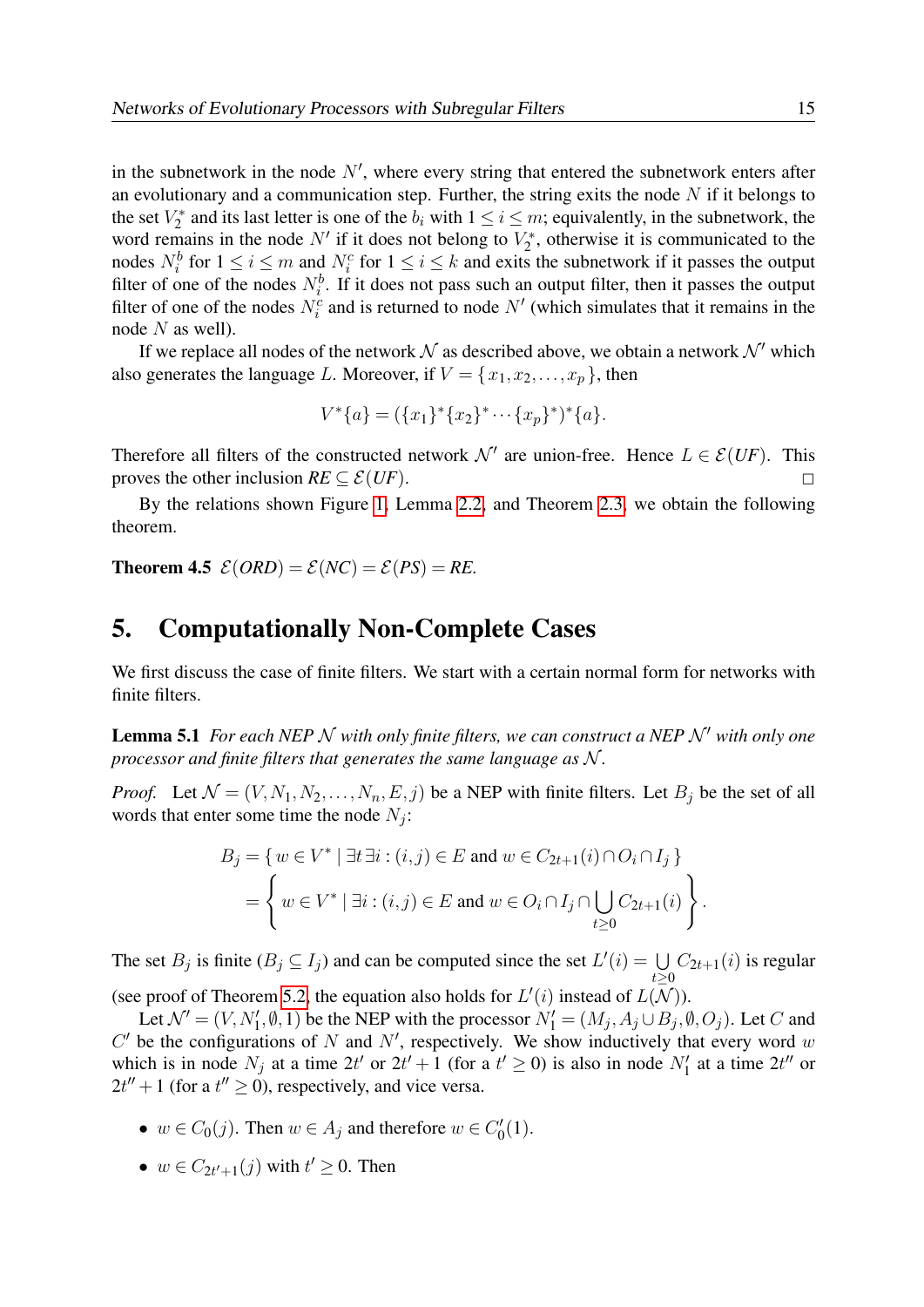in the subnetwork in the node $N'$, where every string that entered the subnetwork enters after an evolutionary and a communication step. Further, the string exits the node $N$ if it belongs to the set $V_2^*$ and its last letter is one of the $b_i$ with $1 \leq i \leq m$; equivalently, in the subnetwork, the word remains in the node $N'$ if it does not belong to $V_2^*$, otherwise it is communicated to the nodes $N_i^b$ for $1 \leq i \leq m$ and $N_i^c$ for $1 \leq i \leq k$ and exits the subnetwork if it passes the output filter of one of the nodes $N_i^b$. If it does not pass such an output filter, then it passes the output filter of one of the nodes $N_i^c$ and is returned to node $N'$ (which simulates that it remains in the node $N$ as well).

If we replace all nodes of the network $\mathcal{N}$ as described above, we obtain a network $\mathcal{N}'$ which also generates the language $L$. Moreover, if $V = \{x_1, x_2, \ldots, x_p\}$, then

$$V^*\{a\} = (\{x_1\}^*\{x_2\}^* \cdots \{x_p\}^*)^*\{a\}.$$

Therefore all filters of the constructed network $\mathcal{N}'$ are union-free. Hence $L \in \mathcal{E}(UF)$. This proves the other inclusion $RE \subseteq \mathcal{E}(UF)$. $\square$

By the relations shown Figure 1, Lemma 2.2, and Theorem 2.3, we obtain the following theorem.

**Theorem 4.5** $\mathcal{E}(ORD) = \mathcal{E}(NC) = \mathcal{E}(PS) = RE$.

## 5. Computationally Non-Complete Cases

We first discuss the case of finite filters. We start with a certain normal form for networks with finite filters.

**Lemma 5.1** *For each NEP $\mathcal{N}$ with only finite filters, we can construct a NEP $\mathcal{N}'$ with only one processor and finite filters that generates the same language as $\mathcal{N}$.*

*Proof.* Let $\mathcal{N} = (V, N_1, N_2, \ldots, N_n, E, j)$ be a NEP with finite filters. Let $B_j$ be the set of all words that enter some time the node $N_j$:

$$\begin{aligned} B_j &= \{\, w \in V^* \mid \exists t \exists i : (i,j) \in E \text{ and } w \in C_{2t+1}(i) \cap O_i \cap I_j \,\} \\ &= \left\{ w \in V^* \mid \exists i : (i,j) \in E \text{ and } w \in O_i \cap I_j \cap \bigcup_{t \geq 0} C_{2t+1}(i) \right\}. \end{aligned}$$

The set $B_j$ is finite ($B_j \subseteq I_j$) and can be computed since the set $L'(i) = \bigcup_{t \geq 0} C_{2t+1}(i)$ is regular (see proof of Theorem 5.2, the equation also holds for $L'(i)$ instead of $L(\mathcal{N})$).

Let $\mathcal{N}' = (V, N_1', \emptyset, 1)$ be the NEP with the processor $N_1' = (M_j, A_j \cup B_j, \emptyset, O_j)$. Let $C$ and $C'$ be the configurations of $N$ and $N'$, respectively. We show inductively that every word $w$ which is in node $N_j$ at a time $2t'$ or $2t'+1$ (for a $t' \geq 0$) is also in node $N_1'$ at a time $2t''$ or $2t''+1$ (for a $t'' \geq 0$), respectively, and vice versa.

- $w \in C_0(j)$. Then $w \in A_j$ and therefore $w \in C_0'(1)$.
- $w \in C_{2t'+1}(j)$ with $t' \geq 0$. Then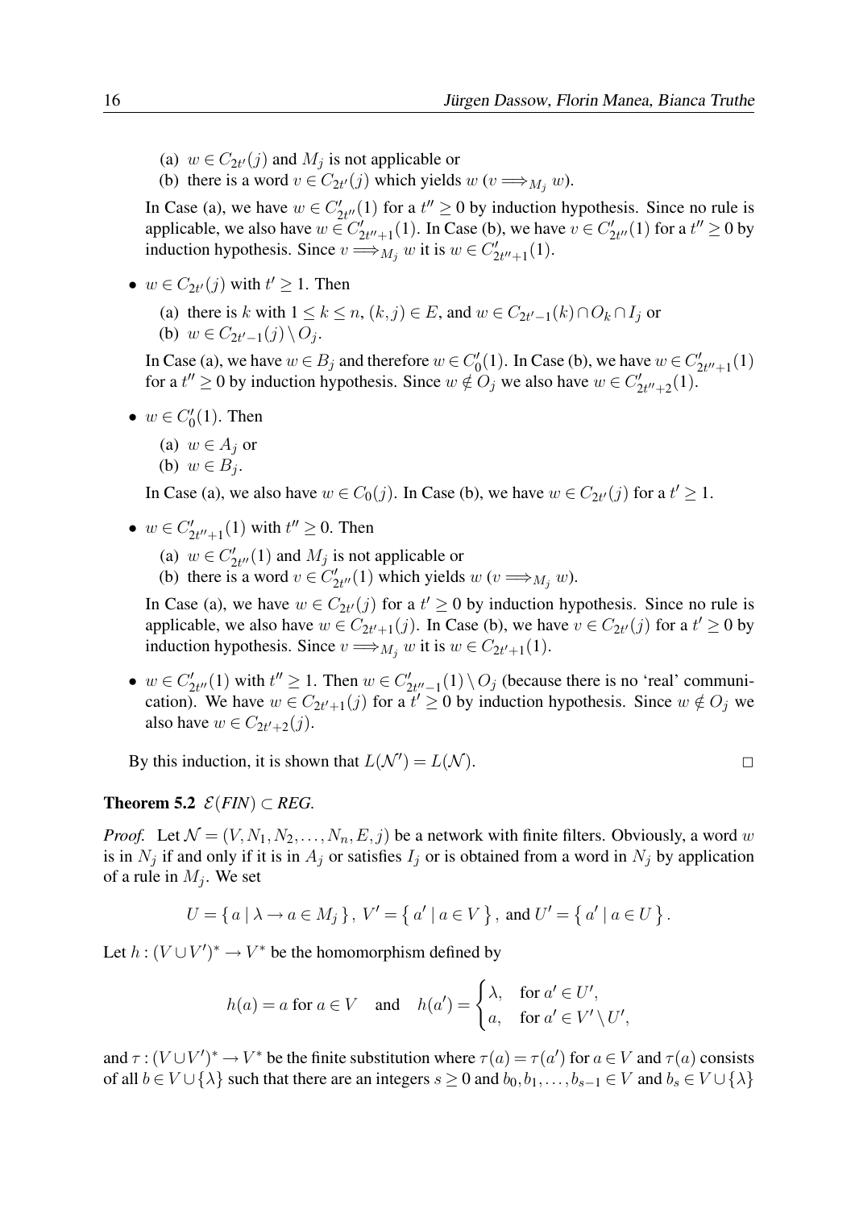(a) $w \in C_{2t'}(j)$ and $M_j$ is not applicable or
(b) there is a word $v \in C_{2t'}(j)$ which yields $w$ ($v \Longrightarrow_{M_j} w$).

In Case (a), we have $w \in C'_{2t''}(1)$ for a $t'' \geq 0$ by induction hypothesis. Since no rule is applicable, we also have $w \in C'_{2t''+1}(1)$. In Case (b), we have $v \in C'_{2t''}(1)$ for a $t'' \geq 0$ by induction hypothesis. Since $v \Longrightarrow_{M_j} w$ it is $w \in C'_{2t''+1}(1)$.

- $w \in C_{2t'}(j)$ with $t' \geq 1$. Then

  (a) there is $k$ with $1 \leq k \leq n$, $(k, j) \in E$, and $w \in C_{2t'-1}(k) \cap O_k \cap I_j$ or
  (b) $w \in C_{2t'-1}(j) \setminus O_j$.

  In Case (a), we have $w \in B_j$ and therefore $w \in C'_0(1)$. In Case (b), we have $w \in C'_{2t''+1}(1)$ for a $t'' \geq 0$ by induction hypothesis. Since $w \notin O_j$ we also have $w \in C'_{2t''+2}(1)$.

- $w \in C'_0(1)$. Then

  (a) $w \in A_j$ or
  (b) $w \in B_j$.

  In Case (a), we also have $w \in C_0(j)$. In Case (b), we have $w \in C_{2t'}(j)$ for a $t' \geq 1$.

- $w \in C'_{2t''+1}(1)$ with $t'' \geq 0$. Then

  (a) $w \in C'_{2t''}(1)$ and $M_j$ is not applicable or
  (b) there is a word $v \in C'_{2t''}(1)$ which yields $w$ ($v \Longrightarrow_{M_j} w$).

  In Case (a), we have $w \in C_{2t'}(j)$ for a $t' \geq 0$ by induction hypothesis. Since no rule is applicable, we also have $w \in C_{2t'+1}(j)$. In Case (b), we have $v \in C_{2t'}(j)$ for a $t' \geq 0$ by induction hypothesis. Since $v \Longrightarrow_{M_j} w$ it is $w \in C_{2t'+1}(1)$.

- $w \in C'_{2t''}(1)$ with $t'' \geq 1$. Then $w \in C'_{2t''-1}(1) \setminus O_j$ (because there is no 'real' communication). We have $w \in C_{2t'+1}(j)$ for a $t' \geq 0$ by induction hypothesis. Since $w \notin O_j$ we also have $w \in C_{2t'+2}(j)$.

By this induction, it is shown that $L(\mathcal{N}') = L(\mathcal{N})$. $\square$

**Theorem 5.2** *$\mathcal{E}(FIN) \subset REG$.*

*Proof.* Let $\mathcal{N} = (V, N_1, N_2, \ldots, N_n, E, j)$ be a network with finite filters. Obviously, a word $w$ is in $N_j$ if and only if it is in $A_j$ or satisfies $I_j$ or is obtained from a word in $N_j$ by application of a rule in $M_j$. We set

$$U = \{\, a \mid \lambda \to a \in M_j \,\},\ V' = \{\, a' \mid a \in V \,\},\ \text{and } U' = \{\, a' \mid a \in U \,\}.$$

Let $h : (V \cup V')^* \to V^*$ be the homomorphism defined by

$$h(a) = a \text{ for } a \in V \quad \text{and} \quad h(a') = \begin{cases} \lambda, & \text{for } a' \in U', \\ a, & \text{for } a' \in V' \setminus U', \end{cases}$$

and $\tau : (V \cup V')^* \to V^*$ be the finite substitution where $\tau(a) = \tau(a')$ for $a \in V$ and $\tau(a)$ consists of all $b \in V \cup \{\lambda\}$ such that there are an integers $s \geq 0$ and $b_0, b_1, \ldots, b_{s-1} \in V$ and $b_s \in V \cup \{\lambda\}$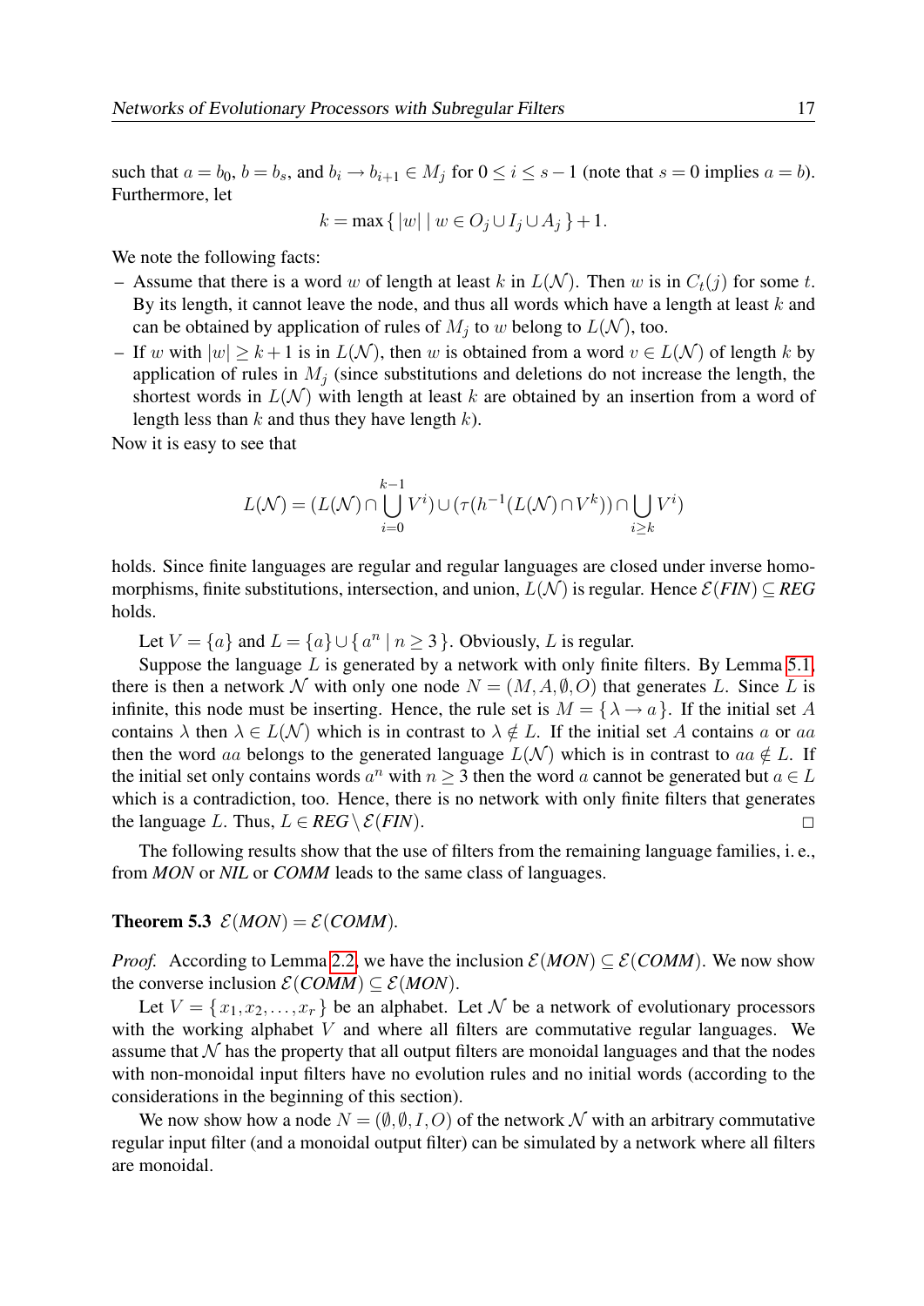such that $a = b_0$, $b = b_s$, and $b_i \to b_{i+1} \in M_j$ for $0 \le i \le s-1$ (note that $s = 0$ implies $a = b$). Furthermore, let

$$k = \max\{\, |w| \mid w \in O_j \cup I_j \cup A_j \,\} + 1.$$

We note the following facts:

- Assume that there is a word $w$ of length at least $k$ in $L(\mathcal{N})$. Then $w$ is in $C_t(j)$ for some $t$. By its length, it cannot leave the node, and thus all words which have a length at least $k$ and can be obtained by application of rules of $M_j$ to $w$ belong to $L(\mathcal{N})$, too.
- If $w$ with $|w| \ge k+1$ is in $L(\mathcal{N})$, then $w$ is obtained from a word $v \in L(\mathcal{N})$ of length $k$ by application of rules in $M_j$ (since substitutions and deletions do not increase the length, the shortest words in $L(\mathcal{N})$ with length at least $k$ are obtained by an insertion from a word of length less than $k$ and thus they have length $k$).

Now it is easy to see that

$$L(\mathcal{N}) = (L(\mathcal{N}) \cap \bigcup_{i=0}^{k-1} V^i) \cup (\tau(h^{-1}(L(\mathcal{N}) \cap V^k)) \cap \bigcup_{i \ge k} V^i)$$

holds. Since finite languages are regular and regular languages are closed under inverse homomorphisms, finite substitutions, intersection, and union, $L(\mathcal{N})$ is regular. Hence $\mathcal{E}(\mathit{FIN}) \subseteq \mathit{REG}$ holds.

Let $V = \{a\}$ and $L = \{a\} \cup \{\, a^n \mid n \ge 3 \,\}$. Obviously, $L$ is regular.

Suppose the language $L$ is generated by a network with only finite filters. By Lemma 5.1, there is then a network $\mathcal{N}$ with only one node $N = (M, A, \emptyset, O)$ that generates $L$. Since $L$ is infinite, this node must be inserting. Hence, the rule set is $M = \{\, \lambda \to a \,\}$. If the initial set $A$ contains $\lambda$ then $\lambda \in L(\mathcal{N})$ which is in contrast to $\lambda \notin L$. If the initial set $A$ contains $a$ or $aa$ then the word $aa$ belongs to the generated language $L(\mathcal{N})$ which is in contrast to $aa \notin L$. If the initial set only contains words $a^n$ with $n \ge 3$ then the word $a$ cannot be generated but $a \in L$ which is a contradiction, too. Hence, there is no network with only finite filters that generates the language $L$. Thus, $L \in \mathit{REG} \setminus \mathcal{E}(\mathit{FIN})$. □

The following results show that the use of filters from the remaining language families, i. e., from ***MON*** or ***NIL*** or ***COMM*** leads to the same class of languages.

**Theorem 5.3** $\mathcal{E}(\mathit{MON}) = \mathcal{E}(\mathit{COMM})$.

*Proof.* According to Lemma 2.2, we have the inclusion $\mathcal{E}(\mathit{MON}) \subseteq \mathcal{E}(\mathit{COMM})$. We now show the converse inclusion $\mathcal{E}(\mathit{COMM}) \subseteq \mathcal{E}(\mathit{MON})$.

Let $V = \{\, x_1, x_2, \ldots, x_r \,\}$ be an alphabet. Let $\mathcal{N}$ be a network of evolutionary processors with the working alphabet $V$ and where all filters are commutative regular languages. We assume that $\mathcal{N}$ has the property that all output filters are monoidal languages and that the nodes with non-monoidal input filters have no evolution rules and no initial words (according to the considerations in the beginning of this section).

We now show how a node $N = (\emptyset, \emptyset, I, O)$ of the network $\mathcal{N}$ with an arbitrary commutative regular input filter (and a monoidal output filter) can be simulated by a network where all filters are monoidal.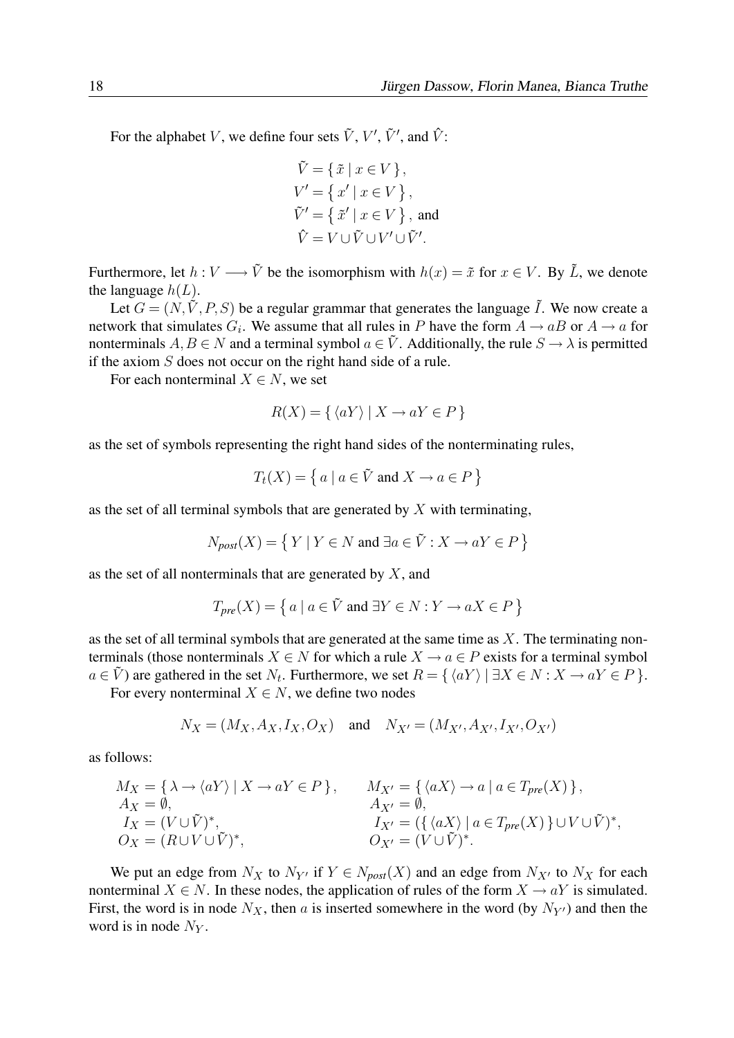For the alphabet $V$, we define four sets $\tilde{V}$, $V'$, $\tilde{V}'$, and $\hat{V}$:

$$\begin{aligned}
\tilde{V} &= \{\, \tilde{x} \mid x \in V \,\}, \\
V' &= \{\, x' \mid x \in V \,\}, \\
\tilde{V}' &= \{\, \tilde{x}' \mid x \in V \,\}, \text{ and} \\
\hat{V} &= V \cup \tilde{V} \cup V' \cup \tilde{V}'.
\end{aligned}$$

Furthermore, let $h : V \longrightarrow \tilde{V}$ be the isomorphism with $h(x) = \tilde{x}$ for $x \in V$. By $\tilde{L}$, we denote the language $h(L)$.

Let $G = (N, \tilde{V}, P, S)$ be a regular grammar that generates the language $\tilde{I}$. We now create a network that simulates $G_i$. We assume that all rules in $P$ have the form $A \to aB$ or $A \to a$ for nonterminals $A, B \in N$ and a terminal symbol $a \in \tilde{V}$. Additionally, the rule $S \to \lambda$ is permitted if the axiom $S$ does not occur on the right hand side of a rule.

For each nonterminal $X \in N$, we set

$$R(X) = \{\, \langle aY \rangle \mid X \to aY \in P \,\}$$

as the set of symbols representing the right hand sides of the nonterminating rules,

$$T_t(X) = \{\, a \mid a \in \tilde{V} \text{ and } X \to a \in P \,\}$$

as the set of all terminal symbols that are generated by $X$ with terminating,

$$N_{post}(X) = \{\, Y \mid Y \in N \text{ and } \exists a \in \tilde{V} : X \to aY \in P \,\}$$

as the set of all nonterminals that are generated by $X$, and

$$T_{pre}(X) = \{\, a \mid a \in \tilde{V} \text{ and } \exists Y \in N : Y \to aX \in P \,\}$$

as the set of all terminal symbols that are generated at the same time as $X$. The terminating nonterminals (those nonterminals $X \in N$ for which a rule $X \to a \in P$ exists for a terminal symbol $a \in \tilde{V}$) are gathered in the set $N_t$. Furthermore, we set $R = \{\, \langle aY \rangle \mid \exists X \in N : X \to aY \in P \,\}$.

For every nonterminal $X \in N$, we define two nodes

$$N_X = (M_X, A_X, I_X, O_X) \quad \text{and} \quad N_{X'} = (M_{X'}, A_{X'}, I_{X'}, O_{X'})$$

as follows:

$$\begin{aligned}
M_X &= \{\, \lambda \to \langle aY \rangle \mid X \to aY \in P \,\}, & M_{X'} &= \{\, \langle aX \rangle \to a \mid a \in T_{pre}(X) \,\}, \\
A_X &= \emptyset, & A_{X'} &= \emptyset, \\
I_X &= (V \cup \tilde{V})^*, & I_{X'} &= (\{\, \langle aX \rangle \mid a \in T_{pre}(X) \,\} \cup V \cup \tilde{V})^*, \\
O_X &= (R \cup V \cup \tilde{V})^*, & O_{X'} &= (V \cup \tilde{V})^*.
\end{aligned}$$

We put an edge from $N_X$ to $N_{Y'}$ if $Y \in N_{post}(X)$ and an edge from $N_{X'}$ to $N_X$ for each nonterminal $X \in N$. In these nodes, the application of rules of the form $X \to aY$ is simulated. First, the word is in node $N_X$, then $a$ is inserted somewhere in the word (by $N_{Y'}$) and then the word is in node $N_Y$.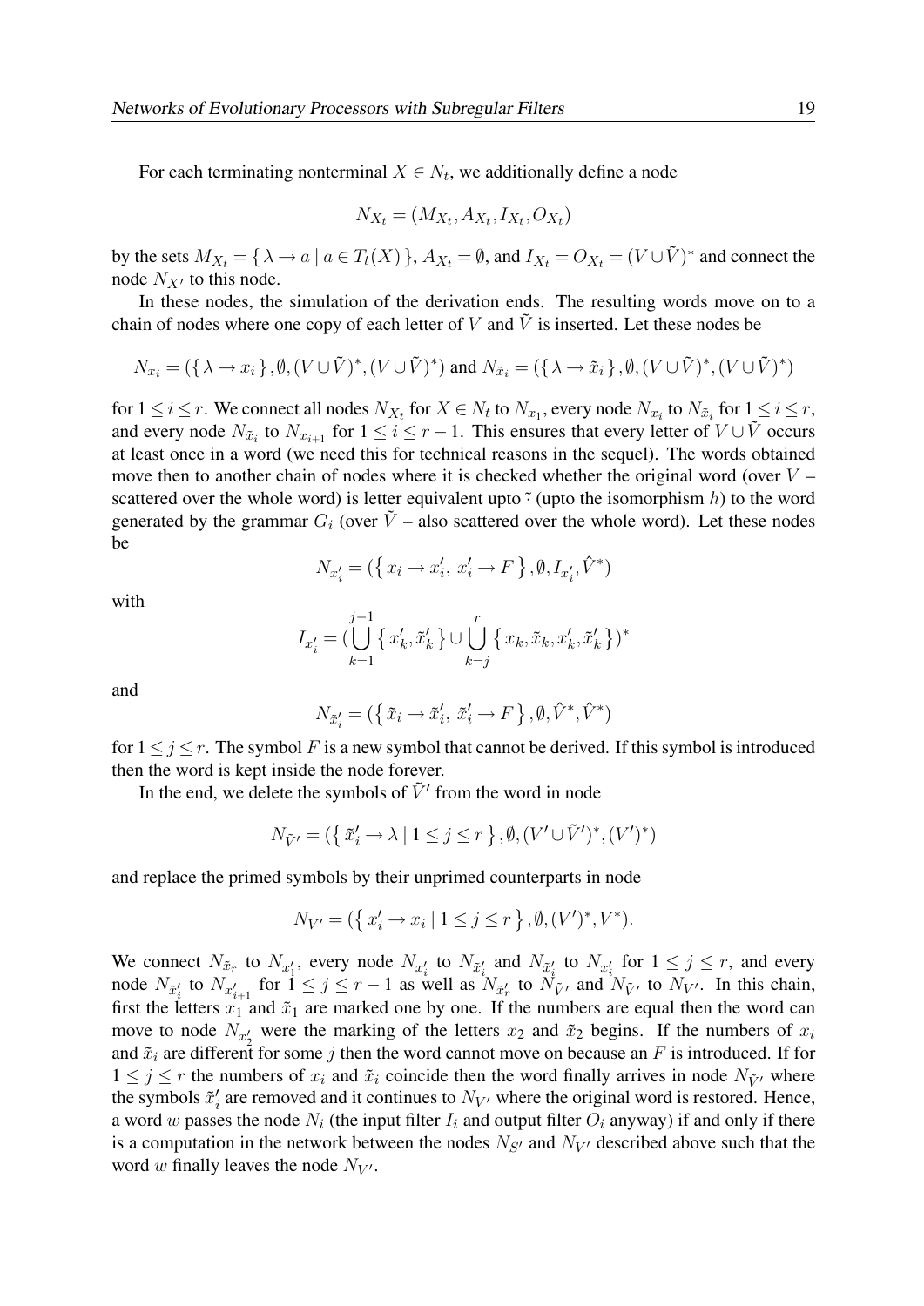For each terminating nonterminal $X \in N_t$, we additionally define a node

$$N_{X_t} = (M_{X_t}, A_{X_t}, I_{X_t}, O_{X_t})$$

by the sets $M_{X_t} = \{ \lambda \to a \mid a \in T_t(X) \}$, $A_{X_t} = \emptyset$, and $I_{X_t} = O_{X_t} = (V \cup \tilde{V})^*$ and connect the node $N_{X'}$ to this node.

In these nodes, the simulation of the derivation ends. The resulting words move on to a chain of nodes where one copy of each letter of $V$ and $\tilde{V}$ is inserted. Let these nodes be

$$N_{x_i} = (\{ \lambda \to x_i \}, \emptyset, (V \cup \tilde{V})^*, (V \cup \tilde{V})^*) \text{ and } N_{\tilde{x}_i} = (\{ \lambda \to \tilde{x}_i \}, \emptyset, (V \cup \tilde{V})^*, (V \cup \tilde{V})^*)$$

for $1 \leq i \leq r$. We connect all nodes $N_{X_t}$ for $X \in N_t$ to $N_{x_1}$, every node $N_{x_i}$ to $N_{\tilde{x}_i}$ for $1 \leq i \leq r$, and every node $N_{\tilde{x}_i}$ to $N_{x_{i+1}}$ for $1 \leq i \leq r-1$. This ensures that every letter of $V \cup \tilde{V}$ occurs at least once in a word (we need this for technical reasons in the sequel). The words obtained move then to another chain of nodes where it is checked whether the original word (over $V$ – scattered over the whole word) is letter equivalent upto $\tilde{}$ (upto the isomorphism $h$) to the word generated by the grammar $G_i$ (over $\tilde{V}$ – also scattered over the whole word). Let these nodes be

$$N_{x'_i} = (\{ x_i \to x'_i,\ x'_i \to F \}, \emptyset, I_{x'_i}, \hat{V}^*)$$

with

$$I_{x'_i} = (\bigcup_{k=1}^{j-1} \{ x'_k, \tilde{x}'_k \} \cup \bigcup_{k=j}^{r} \{ x_k, \tilde{x}_k, x'_k, \tilde{x}'_k \})^*$$

and

$$N_{\tilde{x}'_i} = (\{ \tilde{x}_i \to \tilde{x}'_i,\ \tilde{x}'_i \to F \}, \emptyset, \hat{V}^*, \hat{V}^*)$$

for $1 \leq j \leq r$. The symbol $F$ is a new symbol that cannot be derived. If this symbol is introduced then the word is kept inside the node forever.

In the end, we delete the symbols of $\tilde{V}'$ from the word in node

$$N_{\tilde{V}'} = (\{ \tilde{x}'_i \to \lambda \mid 1 \leq j \leq r \}, \emptyset, (V' \cup \tilde{V}')^*, (V')^*)$$

and replace the primed symbols by their unprimed counterparts in node

$$N_{V'} = (\{ x'_i \to x_i \mid 1 \leq j \leq r \}, \emptyset, (V')^*, V^*).$$

We connect $N_{\tilde{x}_r}$ to $N_{x'_1}$, every node $N_{x'_i}$ to $N_{\tilde{x}'_i}$ and $N_{\tilde{x}'_i}$ to $N_{x'_i}$ for $1 \leq j \leq r$, and every node $N_{\tilde{x}'_i}$ to $N_{x'_{i+1}}$ for $1 \leq j \leq r-1$ as well as $N_{\tilde{x}'_r}$ to $N_{\tilde{V}'}$ and $N_{\tilde{V}'}$ to $N_{V'}$. In this chain, first the letters $x_1$ and $\tilde{x}_1$ are marked one by one. If the numbers are equal then the word can move to node $N_{x'_2}$ were the marking of the letters $x_2$ and $\tilde{x}_2$ begins. If the numbers of $x_i$ and $\tilde{x}_i$ are different for some $j$ then the word cannot move on because an $F$ is introduced. If for $1 \leq j \leq r$ the numbers of $x_i$ and $\tilde{x}_i$ coincide then the word finally arrives in node $N_{\tilde{V}'}$ where the symbols $\tilde{x}'_i$ are removed and it continues to $N_{V'}$ where the original word is restored. Hence, a word $w$ passes the node $N_i$ (the input filter $I_i$ and output filter $O_i$ anyway) if and only if there is a computation in the network between the nodes $N_{S'}$ and $N_{V'}$ described above such that the word $w$ finally leaves the node $N_{V'}$.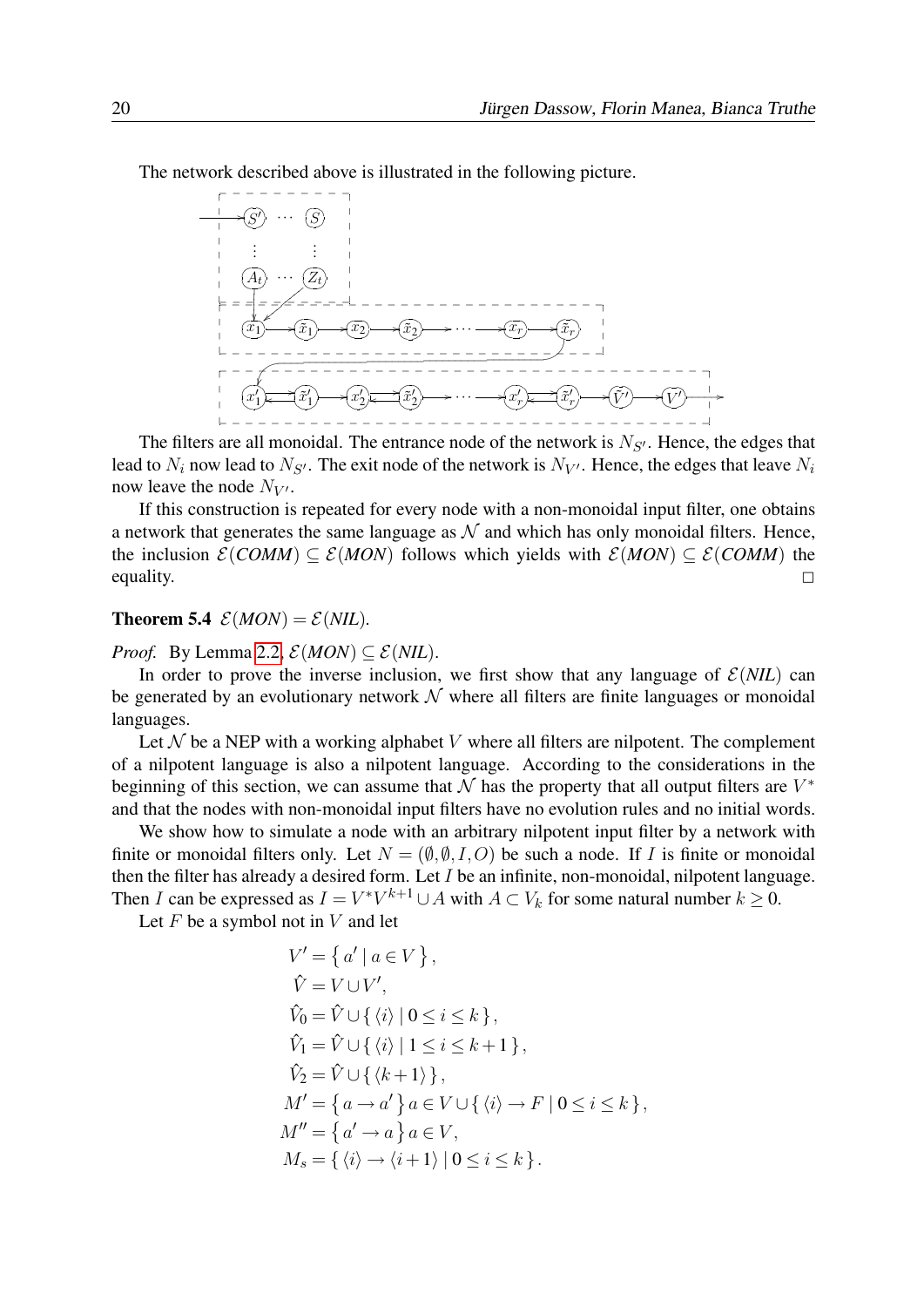The network described above is illustrated in the following picture.

The filters are all monoidal. The entrance node of the network is $N_{S'}$. Hence, the edges that lead to $N_i$ now lead to $N_{S'}$. The exit node of the network is $N_{V'}$. Hence, the edges that leave $N_i$ now leave the node $N_{V'}$.

If this construction is repeated for every node with a non-monoidal input filter, one obtains a network that generates the same language as $\mathcal{N}$ and which has only monoidal filters. Hence, the inclusion $\mathcal{E}(COMM) \subseteq \mathcal{E}(MON)$ follows which yields with $\mathcal{E}(MON) \subseteq \mathcal{E}(COMM)$ the equality. $\square$

**Theorem 5.4** $\mathcal{E}(MON) = \mathcal{E}(NIL)$.

*Proof.* By Lemma 2.2, $\mathcal{E}(MON) \subseteq \mathcal{E}(NIL)$.

In order to prove the inverse inclusion, we first show that any language of $\mathcal{E}(NIL)$ can be generated by an evolutionary network $\mathcal{N}$ where all filters are finite languages or monoidal languages.

Let $\mathcal{N}$ be a NEP with a working alphabet $V$ where all filters are nilpotent. The complement of a nilpotent language is also a nilpotent language. According to the considerations in the beginning of this section, we can assume that $\mathcal{N}$ has the property that all output filters are $V^*$ and that the nodes with non-monoidal input filters have no evolution rules and no initial words.

We show how to simulate a node with an arbitrary nilpotent input filter by a network with finite or monoidal filters only. Let $N = (\emptyset, \emptyset, I, O)$ be such a node. If $I$ is finite or monoidal then the filter has already a desired form. Let $I$ be an infinite, non-monoidal, nilpotent language. Then $I$ can be expressed as $I = V^*V^{k+1} \cup A$ with $A \subset V_k$ for some natural number $k \geq 0$.

Let $F$ be a symbol not in $V$ and let

$$
\begin{aligned}
V' &= \{\, a' \mid a \in V \,\}, \\
\hat{V} &= V \cup V', \\
\hat{V}_0 &= \hat{V} \cup \{\, \langle i \rangle \mid 0 \leq i \leq k \,\}, \\
\hat{V}_1 &= \hat{V} \cup \{\, \langle i \rangle \mid 1 \leq i \leq k+1 \,\}, \\
\hat{V}_2 &= \hat{V} \cup \{\, \langle k+1 \rangle \,\}, \\
M' &= \{\, a \to a' \,\}\, a \in V \cup \{\, \langle i \rangle \to F \mid 0 \leq i \leq k \,\}, \\
M'' &= \{\, a' \to a \,\}\, a \in V, \\
M_s &= \{\, \langle i \rangle \to \langle i+1 \rangle \mid 0 \leq i \leq k \,\}.
\end{aligned}
$$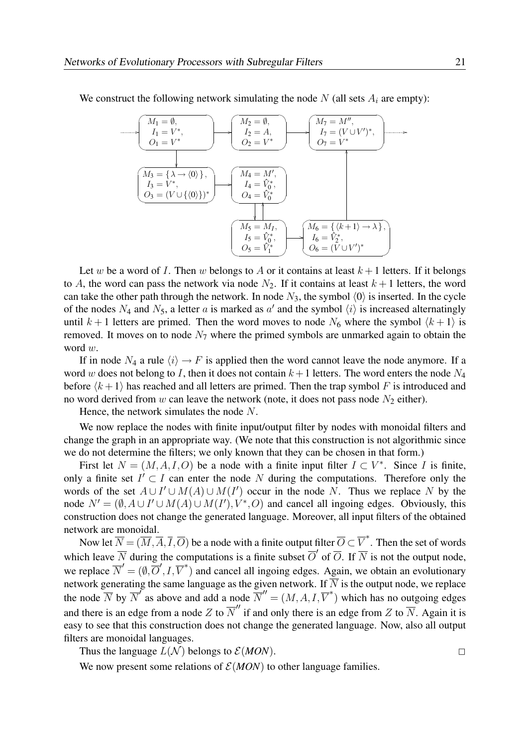We construct the following network simulating the node $N$ (all sets $A_i$ are empty):

$M_1 = \emptyset$, $I_1 = V^*$, $O_1 = V^*$

$M_2 = \emptyset$, $I_2 = A$, $O_2 = V^*$

$M_7 = M''$, $I_7 = (V \cup V')^*$, $O_7 = V^*$

$M_3 = \{\lambda \to \langle 0 \rangle\}$, $I_3 = V^*$, $O_3 = (V \cup \{\langle 0 \rangle\})^*$

$M_4 = M'$, $I_4 = \hat{V}_0^*$, $O_4 = \hat{V}_0^*$

$M_5 = M_I$, $I_5 = \hat{V}_0^*$, $O_5 = \hat{V}_1^*$

$M_6 = \{\langle k+1 \rangle \to \lambda\}$, $I_6 = \hat{V}_2^*$, $O_6 = (V \cup V')^*$

Let $w$ be a word of $I$. Then $w$ belongs to $A$ or it contains at least $k+1$ letters. If it belongs to $A$, the word can pass the network via node $N_2$. If it contains at least $k+1$ letters, the word can take the other path through the network. In node $N_3$, the symbol $\langle 0 \rangle$ is inserted. In the cycle of the nodes $N_4$ and $N_5$, a letter $a$ is marked as $a'$ and the symbol $\langle i \rangle$ is increased alternatingly until $k+1$ letters are primed. Then the word moves to node $N_6$ where the symbol $\langle k+1 \rangle$ is removed. It moves on to node $N_7$ where the primed symbols are unmarked again to obtain the word $w$.

If in node $N_4$ a rule $\langle i \rangle \to F$ is applied then the word cannot leave the node anymore. If a word $w$ does not belong to $I$, then it does not contain $k+1$ letters. The word enters the node $N_4$ before $\langle k+1 \rangle$ has reached and all letters are primed. Then the trap symbol $F$ is introduced and no word derived from $w$ can leave the network (note, it does not pass node $N_2$ either).

Hence, the network simulates the node $N$.

We now replace the nodes with finite input/output filter by nodes with monoidal filters and change the graph in an appropriate way. (We note that this construction is not algorithmic since we do not determine the filters; we only known that they can be chosen in that form.)

First let $N = (M, A, I, O)$ be a node with a finite input filter $I \subset V^*$. Since $I$ is finite, only a finite set $I' \subset I$ can enter the node $N$ during the computations. Therefore only the words of the set $A \cup I' \cup M(A) \cup M(I')$ occur in the node $N$. Thus we replace $N$ by the node $N' = (\emptyset, A \cup I' \cup M(A) \cup M(I'), V^*, O)$ and cancel all ingoing edges. Obviously, this construction does not change the generated language. Moreover, all input filters of the obtained network are monoidal.

Now let $\overline{N} = (\overline{M}, \overline{A}, \overline{I}, \overline{O})$ be a node with a finite output filter $\overline{O} \subset \overline{V}^*$. Then the set of words which leave $\overline{N}$ during the computations is a finite subset $\overline{O}'$ of $\overline{O}$. If $\overline{N}$ is not the output node, we replace $\overline{N}' = (\emptyset, \overline{O}', I, \overline{V}^*)$ and cancel all ingoing edges. Again, we obtain an evolutionary network generating the same language as the given network. If $\overline{N}$ is the output node, we replace the node $\overline{N}$ by $\overline{N}'$ as above and add a node $\overline{N}'' = (M, A, I, \overline{V}^*)$ which has no outgoing edges and there is an edge from a node $Z$ to $\overline{N}''$ if and only there is an edge from $Z$ to $\overline{N}$. Again it is easy to see that this construction does not change the generated language. Now, also all output filters are monoidal languages.

Thus the language $L(\mathcal{N})$ belongs to $\mathcal{E}(MON)$. $\square$

We now present some relations of $\mathcal{E}(MON)$ to other language families.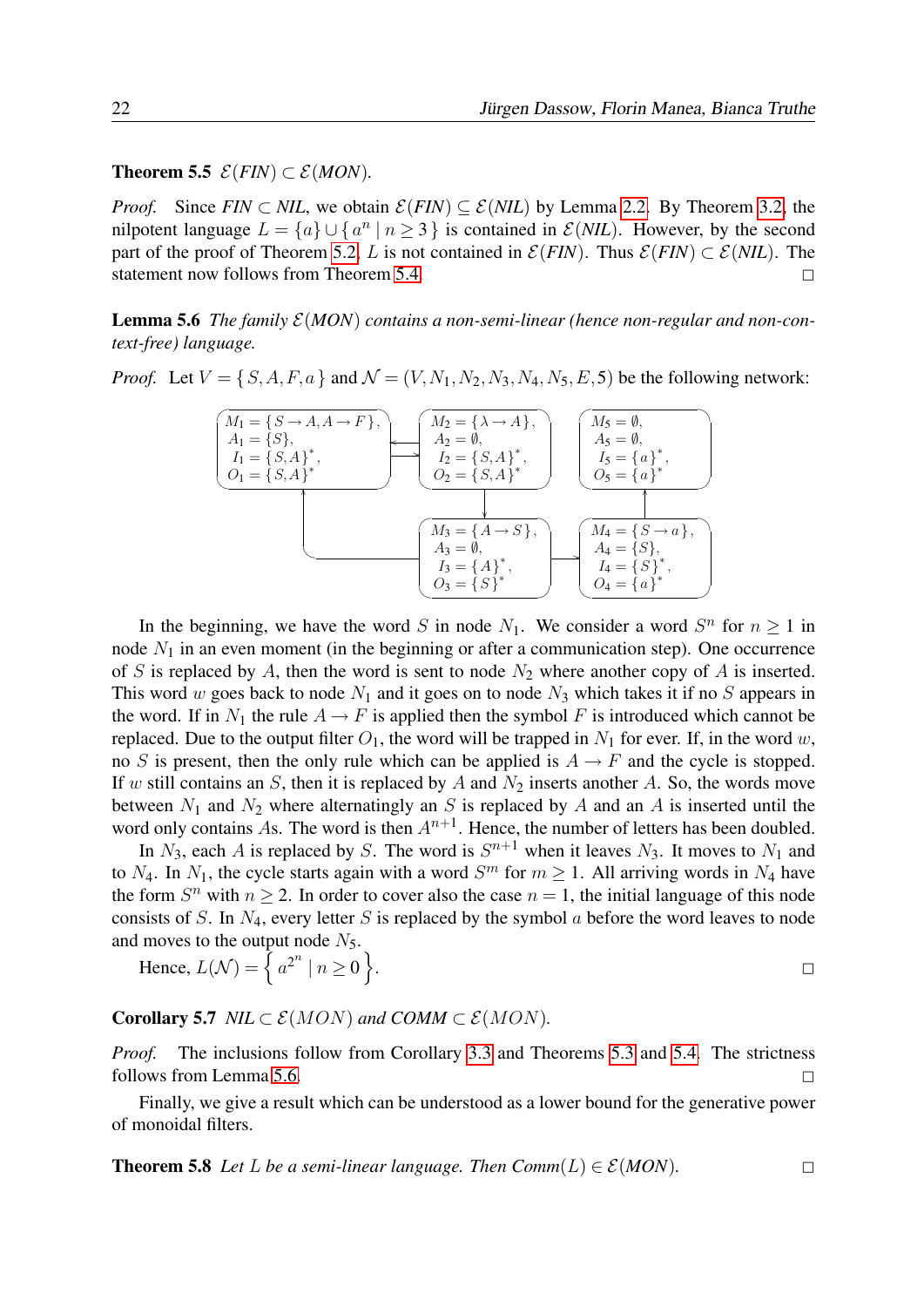**Theorem 5.5** $\mathcal{E}(FIN) \subset \mathcal{E}(MON)$.

*Proof.* Since $FIN \subset NIL$, we obtain $\mathcal{E}(FIN) \subseteq \mathcal{E}(NIL)$ by Lemma 2.2. By Theorem 3.2, the nilpotent language $L = \{a\} \cup \{ a^n \mid n \geq 3 \}$ is contained in $\mathcal{E}(NIL)$. However, by the second part of the proof of Theorem 5.2, $L$ is not contained in $\mathcal{E}(FIN)$. Thus $\mathcal{E}(FIN) \subset \mathcal{E}(NIL)$. The statement now follows from Theorem 5.4. $\square$

**Lemma 5.6** *The family $\mathcal{E}(MON)$ contains a non-semi-linear (hence non-regular and non-context-free) language.*

*Proof.* Let $V = \{ S, A, F, a \}$ and $\mathcal{N} = (V, N_1, N_2, N_3, N_4, N_5, E, 5)$ be the following network:

- $N_1$: $M_1 = \{ S \to A, A \to F \}$, $A_1 = \{S\}$, $I_1 = \{ S, A \}^*$, $O_1 = \{ S, A \}^*$
- $N_2$: $M_2 = \{ \lambda \to A \}$, $A_2 = \emptyset$, $I_2 = \{ S, A \}^*$, $O_2 = \{ S, A \}^*$
- $N_3$: $M_3 = \{ A \to S \}$, $A_3 = \emptyset$, $I_3 = \{ A \}^*$, $O_3 = \{ S \}^*$
- $N_4$: $M_4 = \{ S \to a \}$, $A_4 = \{S\}$, $I_4 = \{ S \}^*$, $O_4 = \{ a \}^*$
- $N_5$: $M_5 = \emptyset$, $A_5 = \emptyset$, $I_5 = \{ a \}^*$, $O_5 = \{ a \}^*$

Edges: $N_1 \leftrightarrow N_2$, $N_2 \to N_3$, $N_3 \to N_1$, $N_3 \to N_4$, $N_4 \to N_5$.

In the beginning, we have the word $S$ in node $N_1$. We consider a word $S^n$ for $n \geq 1$ in node $N_1$ in an even moment (in the beginning or after a communication step). One occurrence of $S$ is replaced by $A$, then the word is sent to node $N_2$ where another copy of $A$ is inserted. This word $w$ goes back to node $N_1$ and it goes on to node $N_3$ which takes it if no $S$ appears in the word. If in $N_1$ the rule $A \to F$ is applied then the symbol $F$ is introduced which cannot be replaced. Due to the output filter $O_1$, the word will be trapped in $N_1$ for ever. If, in the word $w$, no $S$ is present, then the only rule which can be applied is $A \to F$ and the cycle is stopped. If $w$ still contains an $S$, then it is replaced by $A$ and $N_2$ inserts another $A$. So, the words move between $N_1$ and $N_2$ where alternatingly an $S$ is replaced by $A$ and an $A$ is inserted until the word only contains $A$s. The word is then $A^{n+1}$. Hence, the number of letters has been doubled.

In $N_3$, each $A$ is replaced by $S$. The word is $S^{n+1}$ when it leaves $N_3$. It moves to $N_1$ and to $N_4$. In $N_1$, the cycle starts again with a word $S^m$ for $m \geq 1$. All arriving words in $N_4$ have the form $S^n$ with $n \geq 2$. In order to cover also the case $n = 1$, the initial language of this node consists of $S$. In $N_4$, every letter $S$ is replaced by the symbol $a$ before the word leaves to node and moves to the output node $N_5$.

Hence, $L(\mathcal{N}) = \left\{ a^{2^n} \mid n \geq 0 \right\}$. $\square$

**Corollary 5.7** *$NIL \subset \mathcal{E}(MON)$ and $COMM \subset \mathcal{E}(MON)$.*

*Proof.* The inclusions follow from Corollary 3.3 and Theorems 5.3 and 5.4. The strictness follows from Lemma 5.6. $\square$

Finally, we give a result which can be understood as a lower bound for the generative power of monoidal filters.

**Theorem 5.8** *Let $L$ be a semi-linear language. Then $Comm(L) \in \mathcal{E}(MON)$.* $\square$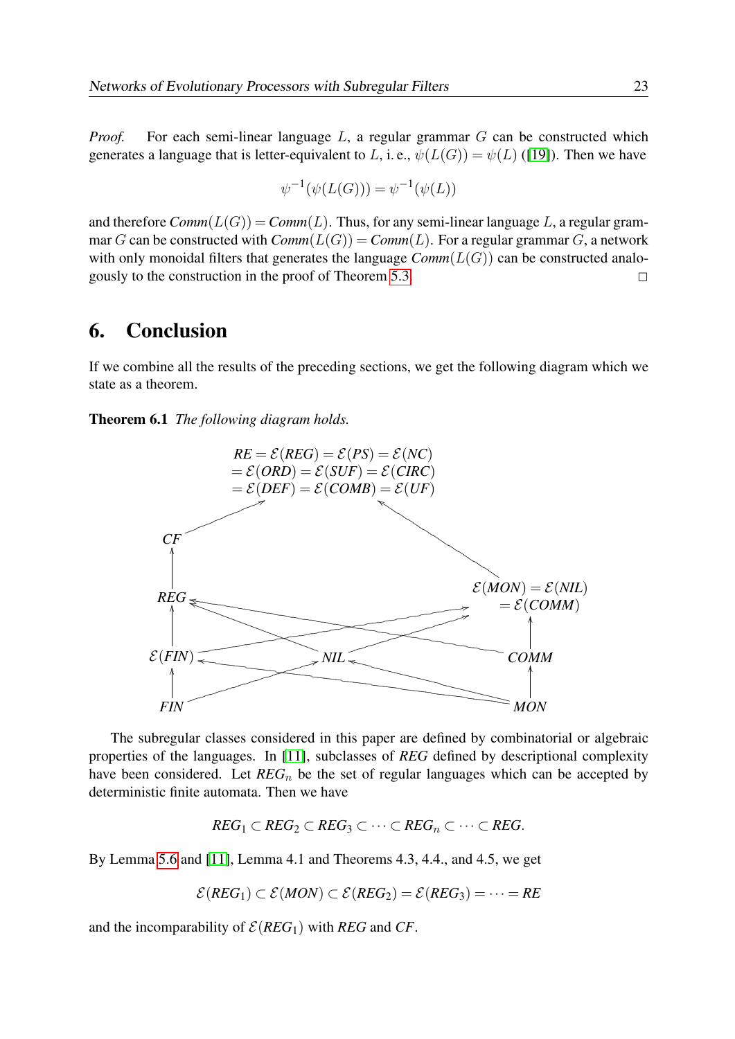*Proof.* For each semi-linear language $L$, a regular grammar $G$ can be constructed which generates a language that is letter-equivalent to $L$, i. e., $\psi(L(G)) = \psi(L)$ ([19]). Then we have

$$\psi^{-1}(\psi(L(G))) = \psi^{-1}(\psi(L))$$

and therefore $\mathit{Comm}(L(G)) = \mathit{Comm}(L)$. Thus, for any semi-linear language $L$, a regular grammar $G$ can be constructed with $\mathit{Comm}(L(G)) = \mathit{Comm}(L)$. For a regular grammar $G$, a network with only monoidal filters that generates the language $\mathit{Comm}(L(G))$ can be constructed analogously to the construction in the proof of Theorem 5.3. □

# 6. Conclusion

If we combine all the results of the preceding sections, we get the following diagram which we state as a theorem.

**Theorem 6.1** *The following diagram holds.*

$$\begin{aligned} \mathit{RE} &= \mathcal{E}(\mathit{REG}) = \mathcal{E}(\mathit{PS}) = \mathcal{E}(\mathit{NC}) \\ &= \mathcal{E}(\mathit{ORD}) = \mathcal{E}(\mathit{SUF}) = \mathcal{E}(\mathit{CIRC}) \\ &= \mathcal{E}(\mathit{DEF}) = \mathcal{E}(\mathit{COMB}) = \mathcal{E}(\mathit{UF}) \end{aligned}$$

$\mathit{CF}$ → $\mathit{RE}$; $\mathcal{E}(\mathit{MON}) = \mathcal{E}(\mathit{NIL}) = \mathcal{E}(\mathit{COMM})$ → $\mathit{RE}$

$\mathit{REG}$ → $\mathit{CF}$

$\mathcal{E}(\mathit{FIN})$ → $\mathit{REG}$; $\mathit{NIL}$ → $\mathit{REG}$; $\mathit{COMM}$ → $\mathit{REG}$

$\mathcal{E}(\mathit{FIN})$ → $\mathcal{E}(\mathit{MON})$; $\mathit{NIL}$ → $\mathcal{E}(\mathit{MON})$; $\mathit{COMM}$ → $\mathcal{E}(\mathit{MON})$

$\mathit{FIN}$ → $\mathcal{E}(\mathit{FIN})$; $\mathit{FIN}$ → $\mathit{NIL}$; $\mathit{MON}$ → $\mathcal{E}(\mathit{FIN})$; $\mathit{MON}$ → $\mathit{NIL}$; $\mathit{MON}$ → $\mathit{COMM}$

The subregular classes considered in this paper are defined by combinatorial or algebraic properties of the languages. In [11], subclasses of *REG* defined by descriptional complexity have been considered. Let $\mathit{REG}_n$ be the set of regular languages which can be accepted by deterministic finite automata. Then we have

$$\mathit{REG}_1 \subset \mathit{REG}_2 \subset \mathit{REG}_3 \subset \cdots \subset \mathit{REG}_n \subset \cdots \subset \mathit{REG}.$$

By Lemma 5.6 and [11], Lemma 4.1 and Theorems 4.3, 4.4., and 4.5, we get

$$\mathcal{E}(\mathit{REG}_1) \subset \mathcal{E}(\mathit{MON}) \subset \mathcal{E}(\mathit{REG}_2) = \mathcal{E}(\mathit{REG}_3) = \cdots = \mathit{RE}$$

and the incomparability of $\mathcal{E}(\mathit{REG}_1)$ with *REG* and *CF*.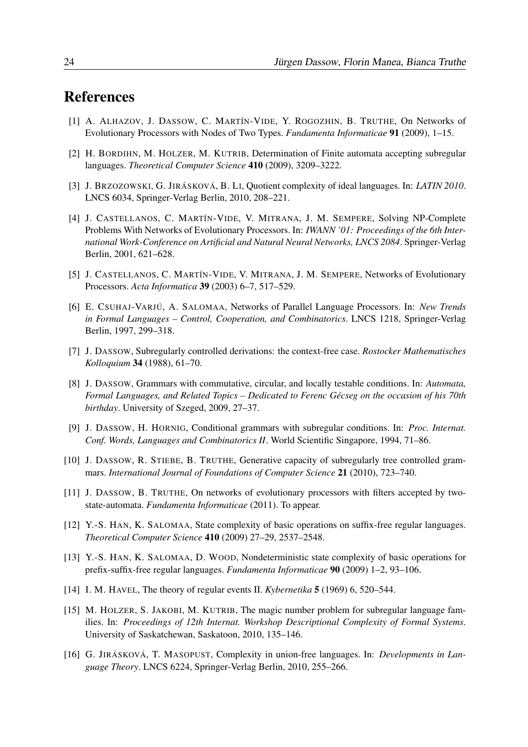# References

[1] A. ALHAZOV, J. DASSOW, C. MARTÍN-VIDE, Y. ROGOZHIN, B. TRUTHE, On Networks of Evolutionary Processors with Nodes of Two Types. *Fundamenta Informaticae* **91** (2009), 1–15.

[2] H. BORDIHN, M. HOLZER, M. KUTRIB, Determination of Finite automata accepting subregular languages. *Theoretical Computer Science* **410** (2009), 3209–3222.

[3] J. BRZOZOWSKI, G. JIRÁSKOVÁ, B. LI, Quotient complexity of ideal languages. In: *LATIN 2010*. LNCS 6034, Springer-Verlag Berlin, 2010, 208–221.

[4] J. CASTELLANOS, C. MARTÍN-VIDE, V. MITRANA, J. M. SEMPERE, Solving NP-Complete Problems With Networks of Evolutionary Processors. In: *IWANN '01: Proceedings of the 6th International Work-Conference on Artificial and Natural Neural Networks, LNCS 2084*. Springer-Verlag Berlin, 2001, 621–628.

[5] J. CASTELLANOS, C. MARTÍN-VIDE, V. MITRANA, J. M. SEMPERE, Networks of Evolutionary Processors. *Acta Informatica* **39** (2003) 6–7, 517–529.

[6] E. CSUHAJ-VARJÚ, A. SALOMAA, Networks of Parallel Language Processors. In: *New Trends in Formal Languages – Control, Cooperation, and Combinatorics*. LNCS 1218, Springer-Verlag Berlin, 1997, 299–318.

[7] J. DASSOW, Subregularly controlled derivations: the context-free case. *Rostocker Mathematisches Kolloquium* **34** (1988), 61–70.

[8] J. DASSOW, Grammars with commutative, circular, and locally testable conditions. In: *Automata, Formal Languages, and Related Topics – Dedicated to Ferenc Gécseg on the occasion of his 70th birthday*. University of Szeged, 2009, 27–37.

[9] J. DASSOW, H. HORNIG, Conditional grammars with subregular conditions. In: *Proc. Internat. Conf. Words, Languages and Combinatorics II*. World Scientific Singapore, 1994, 71–86.

[10] J. DASSOW, R. STIEBE, B. TRUTHE, Generative capacity of subregularly tree controlled grammars. *International Journal of Foundations of Computer Science* **21** (2010), 723–740.

[11] J. DASSOW, B. TRUTHE, On networks of evolutionary processors with filters accepted by two-state-automata. *Fundamenta Informaticae* (2011). To appear.

[12] Y.-S. HAN, K. SALOMAA, State complexity of basic operations on suffix-free regular languages. *Theoretical Computer Science* **410** (2009) 27–29, 2537–2548.

[13] Y.-S. HAN, K. SALOMAA, D. WOOD, Nondeterministic state complexity of basic operations for prefix-suffix-free regular languages. *Fundamenta Informaticae* **90** (2009) 1–2, 93–106.

[14] I. M. HAVEL, The theory of regular events II. *Kybernetika* **5** (1969) 6, 520–544.

[15] M. HOLZER, S. JAKOBI, M. KUTRIB, The magic number problem for subregular language families. In: *Proceedings of 12th Internat. Workshop Descriptional Complexity of Formal Systems*. University of Saskatchewan, Saskatoon, 2010, 135–146.

[16] G. JIRÁSKOVÁ, T. MASOPUST, Complexity in union-free languages. In: *Developments in Language Theory*. LNCS 6224, Springer-Verlag Berlin, 2010, 255–266.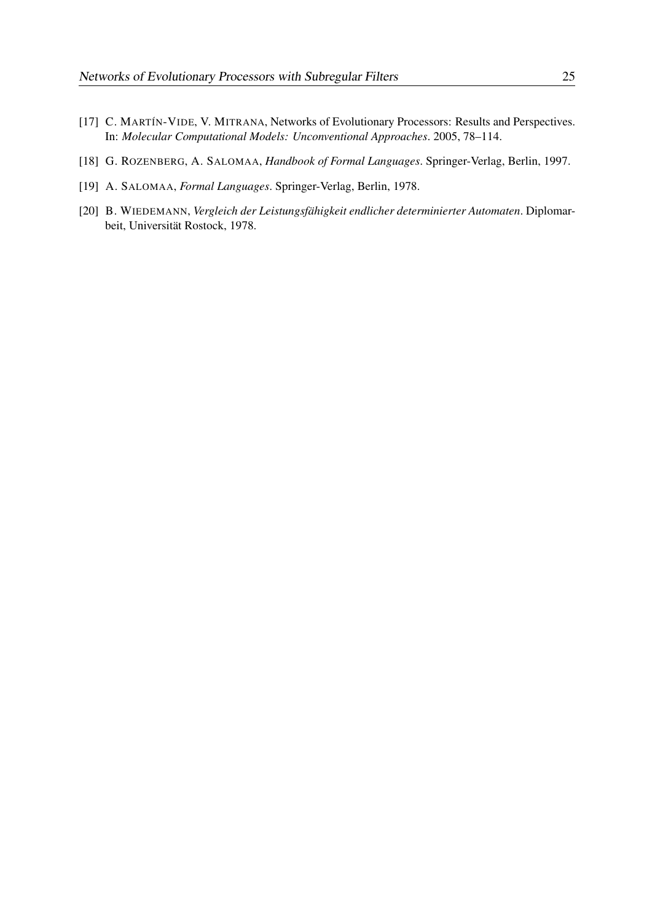- [17] C. MARTÍN-VIDE, V. MITRANA, Networks of Evolutionary Processors: Results and Perspectives. In: *Molecular Computational Models: Unconventional Approaches*. 2005, 78–114.
- [18] G. ROZENBERG, A. SALOMAA, *Handbook of Formal Languages*. Springer-Verlag, Berlin, 1997.
- [19] A. SALOMAA, *Formal Languages*. Springer-Verlag, Berlin, 1978.
- [20] B. WIEDEMANN, *Vergleich der Leistungsfähigkeit endlicher determinierter Automaten*. Diplomarbeit, Universität Rostock, 1978.